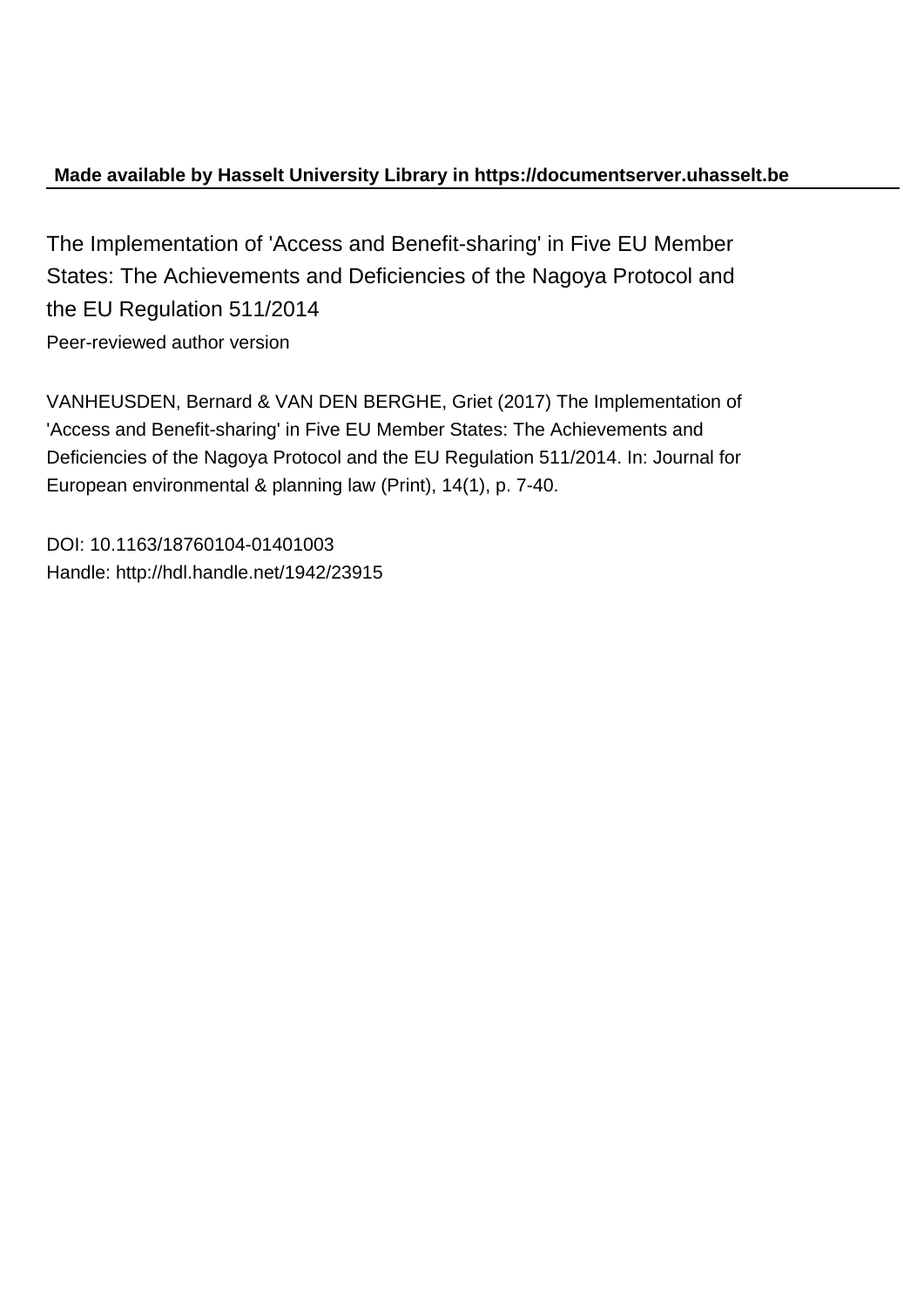**Made available by Hasselt University Library in https://documentserver.uhasselt.be**

The Implementation of 'Access and Benefit-sharing' in Five EU Member States: The Achievements and Deficiencies of the Nagoya Protocol and the EU Regulation 511/2014

Peer-reviewed author version

VANHEUSDEN, Bernard & VAN DEN BERGHE, Griet (2017) The Implementation of 'Access and Benefit-sharing' in Five EU Member States: The Achievements and Deficiencies of the Nagoya Protocol and the EU Regulation 511/2014. In: Journal for European environmental & planning law (Print), 14(1), p. 7-40.

DOI: 10.1163/18760104-01401003
Handle: http://hdl.handle.net/1942/23915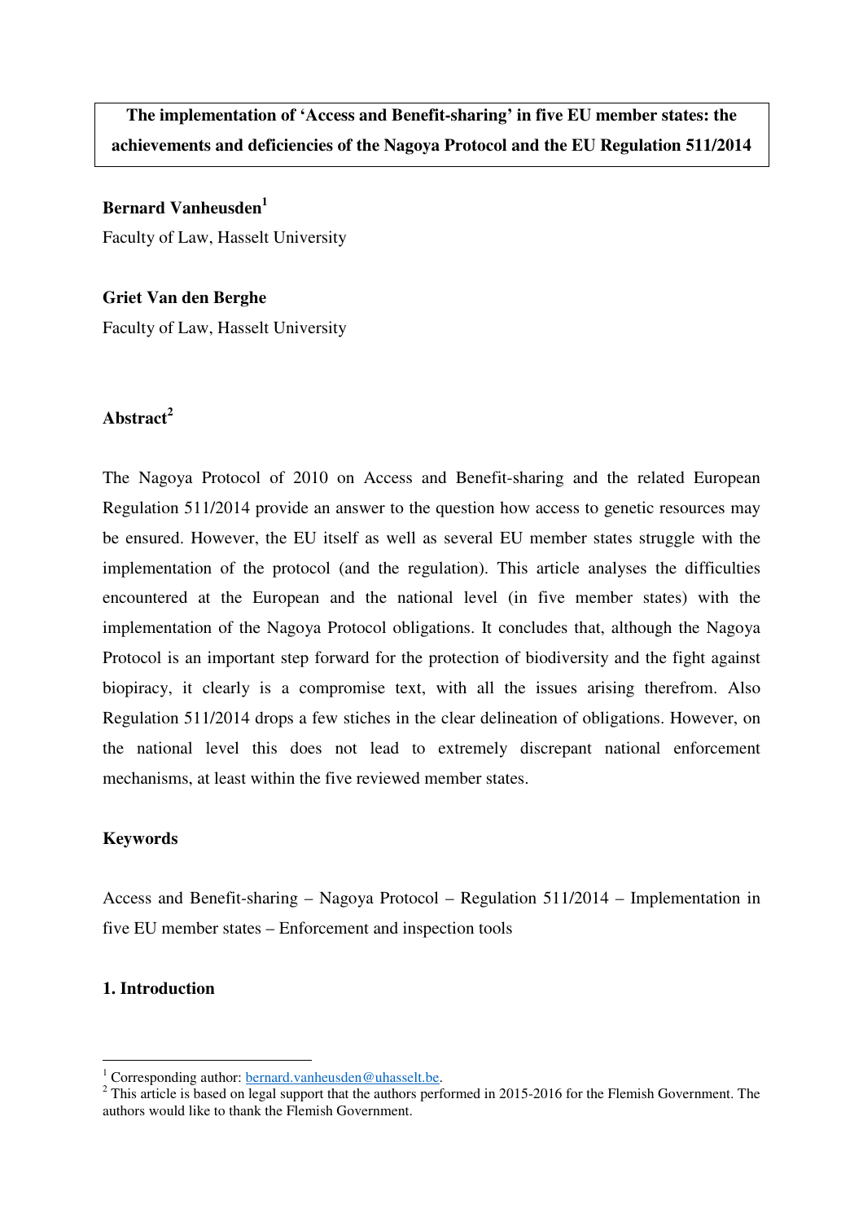**The implementation of 'Access and Benefit-sharing' in five EU member states: the achievements and deficiencies of the Nagoya Protocol and the EU Regulation 511/2014**

**Bernard Vanheusden**[1]

Faculty of Law, Hasselt University

**Griet Van den Berghe**

Faculty of Law, Hasselt University

## Abstract[2]

The Nagoya Protocol of 2010 on Access and Benefit-sharing and the related European Regulation 511/2014 provide an answer to the question how access to genetic resources may be ensured. However, the EU itself as well as several EU member states struggle with the implementation of the protocol (and the regulation). This article analyses the difficulties encountered at the European and the national level (in five member states) with the implementation of the Nagoya Protocol obligations. It concludes that, although the Nagoya Protocol is an important step forward for the protection of biodiversity and the fight against biopiracy, it clearly is a compromise text, with all the issues arising therefrom. Also Regulation 511/2014 drops a few stiches in the clear delineation of obligations. However, on the national level this does not lead to extremely discrepant national enforcement mechanisms, at least within the five reviewed member states.

## Keywords

Access and Benefit-sharing – Nagoya Protocol – Regulation 511/2014 – Implementation in five EU member states – Enforcement and inspection tools

## 1. Introduction

[1] Corresponding author: bernard.vanheusden@uhasselt.be.

[2] This article is based on legal support that the authors performed in 2015-2016 for the Flemish Government. The authors would like to thank the Flemish Government.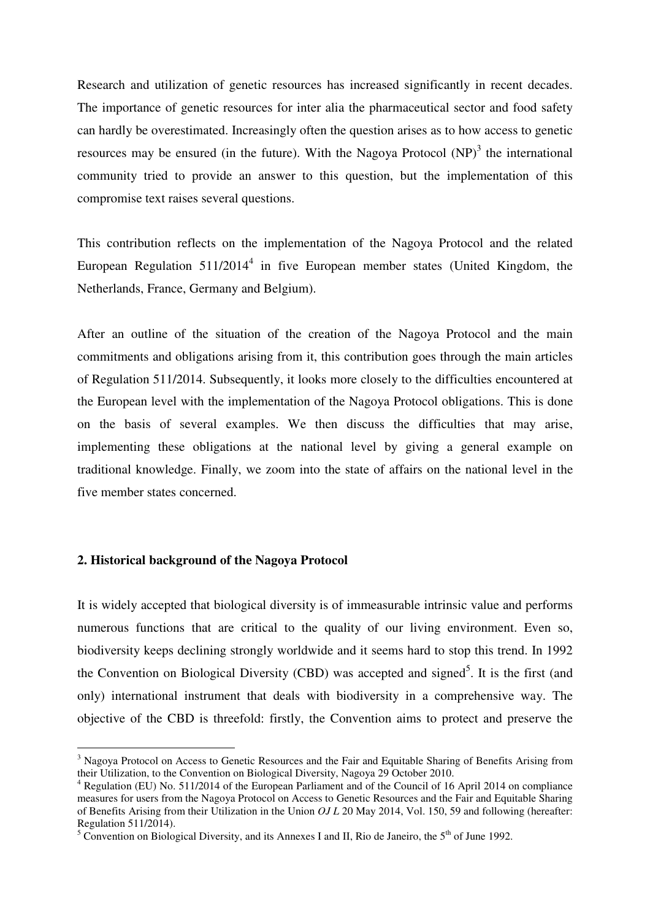Research and utilization of genetic resources has increased significantly in recent decades. The importance of genetic resources for inter alia the pharmaceutical sector and food safety can hardly be overestimated. Increasingly often the question arises as to how access to genetic resources may be ensured (in the future). With the Nagoya Protocol (NP)[3] the international community tried to provide an answer to this question, but the implementation of this compromise text raises several questions.

This contribution reflects on the implementation of the Nagoya Protocol and the related European Regulation 511/2014[4] in five European member states (United Kingdom, the Netherlands, France, Germany and Belgium).

After an outline of the situation of the creation of the Nagoya Protocol and the main commitments and obligations arising from it, this contribution goes through the main articles of Regulation 511/2014. Subsequently, it looks more closely to the difficulties encountered at the European level with the implementation of the Nagoya Protocol obligations. This is done on the basis of several examples. We then discuss the difficulties that may arise, implementing these obligations at the national level by giving a general example on traditional knowledge. Finally, we zoom into the state of affairs on the national level in the five member states concerned.

## 2. Historical background of the Nagoya Protocol

It is widely accepted that biological diversity is of immeasurable intrinsic value and performs numerous functions that are critical to the quality of our living environment. Even so, biodiversity keeps declining strongly worldwide and it seems hard to stop this trend. In 1992 the Convention on Biological Diversity (CBD) was accepted and signed[5]. It is the first (and only) international instrument that deals with biodiversity in a comprehensive way. The objective of the CBD is threefold: firstly, the Convention aims to protect and preserve the

---

[3] Nagoya Protocol on Access to Genetic Resources and the Fair and Equitable Sharing of Benefits Arising from their Utilization, to the Convention on Biological Diversity, Nagoya 29 October 2010.

[4] Regulation (EU) No. 511/2014 of the European Parliament and of the Council of 16 April 2014 on compliance measures for users from the Nagoya Protocol on Access to Genetic Resources and the Fair and Equitable Sharing of Benefits Arising from their Utilization in the Union *OJ L* 20 May 2014, Vol. 150, 59 and following (hereafter: Regulation 511/2014).

[5] Convention on Biological Diversity, and its Annexes I and II, Rio de Janeiro, the 5th of June 1992.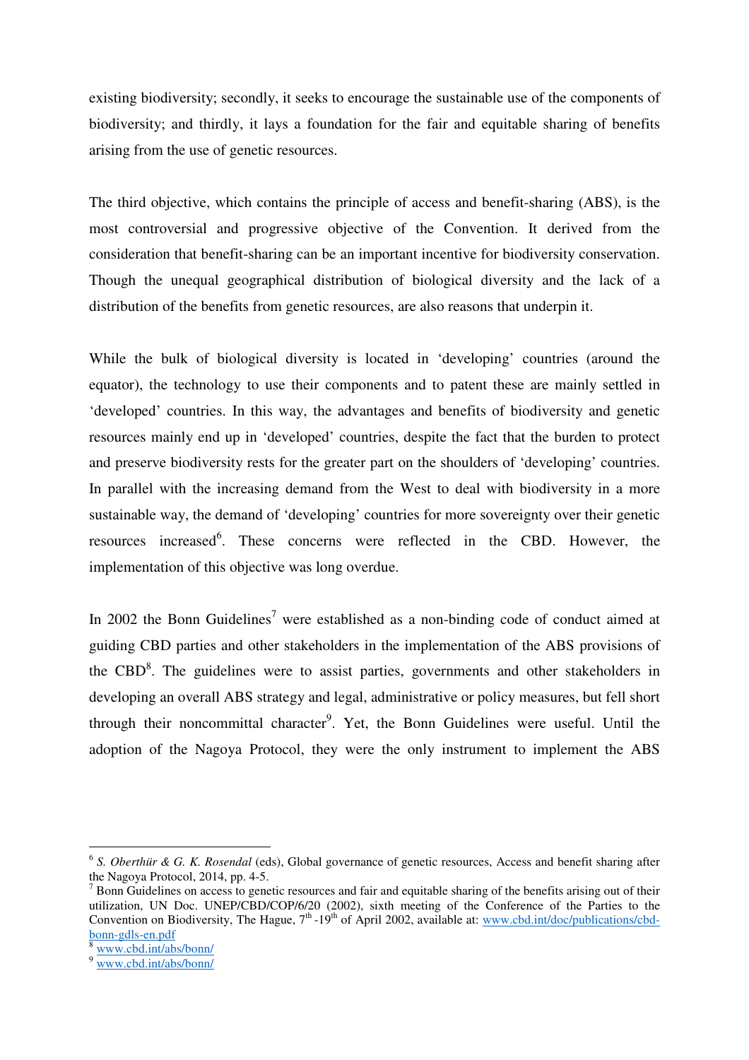existing biodiversity; secondly, it seeks to encourage the sustainable use of the components of biodiversity; and thirdly, it lays a foundation for the fair and equitable sharing of benefits arising from the use of genetic resources.

The third objective, which contains the principle of access and benefit-sharing (ABS), is the most controversial and progressive objective of the Convention. It derived from the consideration that benefit-sharing can be an important incentive for biodiversity conservation. Though the unequal geographical distribution of biological diversity and the lack of a distribution of the benefits from genetic resources, are also reasons that underpin it.

While the bulk of biological diversity is located in 'developing' countries (around the equator), the technology to use their components and to patent these are mainly settled in 'developed' countries. In this way, the advantages and benefits of biodiversity and genetic resources mainly end up in 'developed' countries, despite the fact that the burden to protect and preserve biodiversity rests for the greater part on the shoulders of 'developing' countries. In parallel with the increasing demand from the West to deal with biodiversity in a more sustainable way, the demand of 'developing' countries for more sovereignty over their genetic resources increased[6]. These concerns were reflected in the CBD. However, the implementation of this objective was long overdue.

In 2002 the Bonn Guidelines[7] were established as a non-binding code of conduct aimed at guiding CBD parties and other stakeholders in the implementation of the ABS provisions of the CBD[8]. The guidelines were to assist parties, governments and other stakeholders in developing an overall ABS strategy and legal, administrative or policy measures, but fell short through their noncommittal character[9]. Yet, the Bonn Guidelines were useful. Until the adoption of the Nagoya Protocol, they were the only instrument to implement the ABS

---

[6] *S. Oberthür & G. K. Rosendal* (eds), Global governance of genetic resources, Access and benefit sharing after the Nagoya Protocol, 2014, pp. 4-5.

[7] Bonn Guidelines on access to genetic resources and fair and equitable sharing of the benefits arising out of their utilization, UN Doc. UNEP/CBD/COP/6/20 (2002), sixth meeting of the Conference of the Parties to the Convention on Biodiversity, The Hague, 7th -19th of April 2002, available at: www.cbd.int/doc/publications/cbd-bonn-gdls-en.pdf

[8] www.cbd.int/abs/bonn/

[9] www.cbd.int/abs/bonn/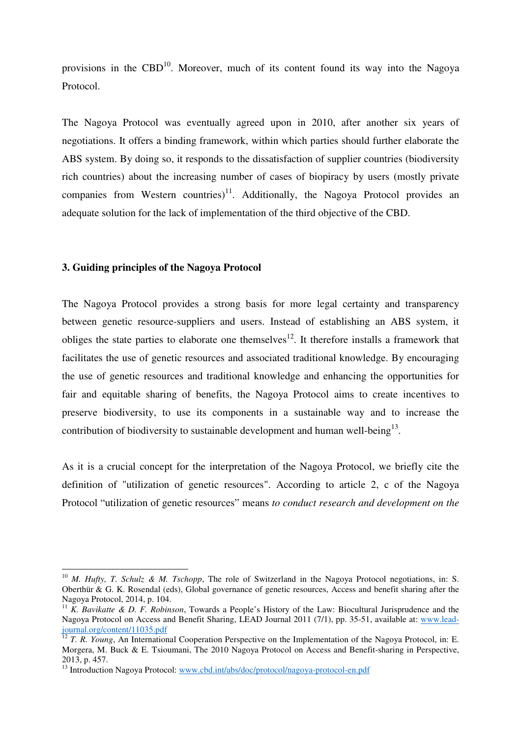provisions in the CBD[10]. Moreover, much of its content found its way into the Nagoya Protocol.

The Nagoya Protocol was eventually agreed upon in 2010, after another six years of negotiations. It offers a binding framework, within which parties should further elaborate the ABS system. By doing so, it responds to the dissatisfaction of supplier countries (biodiversity rich countries) about the increasing number of cases of biopiracy by users (mostly private companies from Western countries)[11]. Additionally, the Nagoya Protocol provides an adequate solution for the lack of implementation of the third objective of the CBD.

### 3. Guiding principles of the Nagoya Protocol

The Nagoya Protocol provides a strong basis for more legal certainty and transparency between genetic resource-suppliers and users. Instead of establishing an ABS system, it obliges the state parties to elaborate one themselves[12]. It therefore installs a framework that facilitates the use of genetic resources and associated traditional knowledge. By encouraging the use of genetic resources and traditional knowledge and enhancing the opportunities for fair and equitable sharing of benefits, the Nagoya Protocol aims to create incentives to preserve biodiversity, to use its components in a sustainable way and to increase the contribution of biodiversity to sustainable development and human well-being[13].

As it is a crucial concept for the interpretation of the Nagoya Protocol, we briefly cite the definition of "utilization of genetic resources". According to article 2, c of the Nagoya Protocol "utilization of genetic resources" means *to conduct research and development on the*

---

[10] *M. Hufty, T. Schulz & M. Tschopp*, The role of Switzerland in the Nagoya Protocol negotiations, in: S. Oberthür & G. K. Rosendal (eds), Global governance of genetic resources, Access and benefit sharing after the Nagoya Protocol, 2014, p. 104.

[11] *K. Bavikatte & D. F. Robinson*, Towards a People's History of the Law: Biocultural Jurisprudence and the Nagoya Protocol on Access and Benefit Sharing, LEAD Journal 2011 (7/1), pp. 35-51, available at: www.lead-journal.org/content/11035.pdf

[12] *T. R. Young*, An International Cooperation Perspective on the Implementation of the Nagoya Protocol, in: E. Morgera, M. Buck & E. Tsioumani, The 2010 Nagoya Protocol on Access and Benefit-sharing in Perspective, 2013, p. 457.

[13] Introduction Nagoya Protocol: www.cbd.int/abs/doc/protocol/nagoya-protocol-en.pdf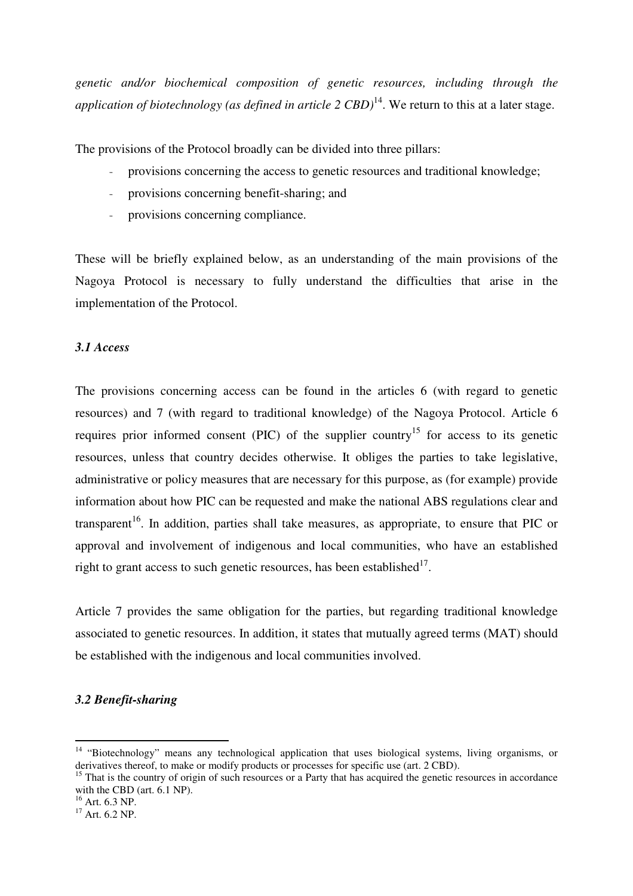*genetic and/or biochemical composition of genetic resources, including through the application of biotechnology (as defined in article 2 CBD)*[14]. We return to this at a later stage.

The provisions of the Protocol broadly can be divided into three pillars:

- provisions concerning the access to genetic resources and traditional knowledge;
- provisions concerning benefit-sharing; and
- provisions concerning compliance.

These will be briefly explained below, as an understanding of the main provisions of the Nagoya Protocol is necessary to fully understand the difficulties that arise in the implementation of the Protocol.

### *3.1 Access*

The provisions concerning access can be found in the articles 6 (with regard to genetic resources) and 7 (with regard to traditional knowledge) of the Nagoya Protocol. Article 6 requires prior informed consent (PIC) of the supplier country[15] for access to its genetic resources, unless that country decides otherwise. It obliges the parties to take legislative, administrative or policy measures that are necessary for this purpose, as (for example) provide information about how PIC can be requested and make the national ABS regulations clear and transparent[16]. In addition, parties shall take measures, as appropriate, to ensure that PIC or approval and involvement of indigenous and local communities, who have an established right to grant access to such genetic resources, has been established[17].

Article 7 provides the same obligation for the parties, but regarding traditional knowledge associated to genetic resources. In addition, it states that mutually agreed terms (MAT) should be established with the indigenous and local communities involved.

### *3.2 Benefit-sharing*

---

[14] "Biotechnology" means any technological application that uses biological systems, living organisms, or derivatives thereof, to make or modify products or processes for specific use (art. 2 CBD).

[15] That is the country of origin of such resources or a Party that has acquired the genetic resources in accordance with the CBD (art. 6.1 NP).

[16] Art. 6.3 NP.

[17] Art. 6.2 NP.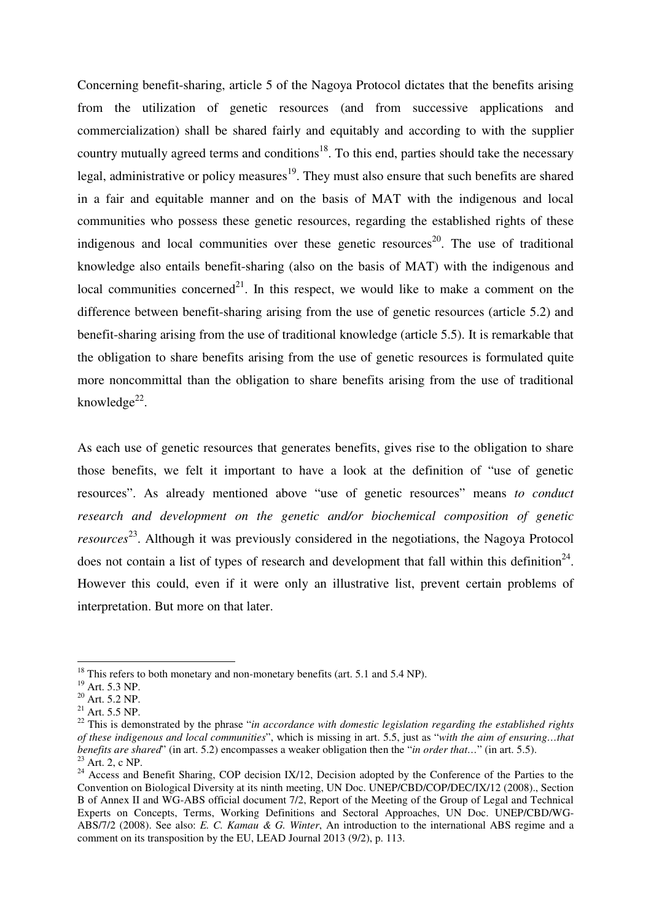Concerning benefit-sharing, article 5 of the Nagoya Protocol dictates that the benefits arising from the utilization of genetic resources (and from successive applications and commercialization) shall be shared fairly and equitably and according to with the supplier country mutually agreed terms and conditions[18]. To this end, parties should take the necessary legal, administrative or policy measures[19]. They must also ensure that such benefits are shared in a fair and equitable manner and on the basis of MAT with the indigenous and local communities who possess these genetic resources, regarding the established rights of these indigenous and local communities over these genetic resources[20]. The use of traditional knowledge also entails benefit-sharing (also on the basis of MAT) with the indigenous and local communities concerned[21]. In this respect, we would like to make a comment on the difference between benefit-sharing arising from the use of genetic resources (article 5.2) and benefit-sharing arising from the use of traditional knowledge (article 5.5). It is remarkable that the obligation to share benefits arising from the use of genetic resources is formulated quite more noncommittal than the obligation to share benefits arising from the use of traditional knowledge[22].

As each use of genetic resources that generates benefits, gives rise to the obligation to share those benefits, we felt it important to have a look at the definition of "use of genetic resources". As already mentioned above "use of genetic resources" means *to conduct research and development on the genetic and/or biochemical composition of genetic resources*[23]. Although it was previously considered in the negotiations, the Nagoya Protocol does not contain a list of types of research and development that fall within this definition[24]. However this could, even if it were only an illustrative list, prevent certain problems of interpretation. But more on that later.

---

[18] This refers to both monetary and non-monetary benefits (art. 5.1 and 5.4 NP).

[19] Art. 5.3 NP.

[20] Art. 5.2 NP.

[21] Art. 5.5 NP.

[22] This is demonstrated by the phrase "*in accordance with domestic legislation regarding the established rights of these indigenous and local communities*", which is missing in art. 5.5, just as "*with the aim of ensuring…that benefits are shared*" (in art. 5.2) encompasses a weaker obligation then the "*in order that…*" (in art. 5.5).

[23] Art. 2, c NP.

[24] Access and Benefit Sharing, COP decision IX/12, Decision adopted by the Conference of the Parties to the Convention on Biological Diversity at its ninth meeting, UN Doc. UNEP/CBD/COP/DEC/IX/12 (2008)., Section B of Annex II and WG-ABS official document 7/2, Report of the Meeting of the Group of Legal and Technical Experts on Concepts, Terms, Working Definitions and Sectoral Approaches, UN Doc. UNEP/CBD/WG-ABS/7/2 (2008). See also: *E. C. Kamau & G. Winter*, An introduction to the international ABS regime and a comment on its transposition by the EU, LEAD Journal 2013 (9/2), p. 113.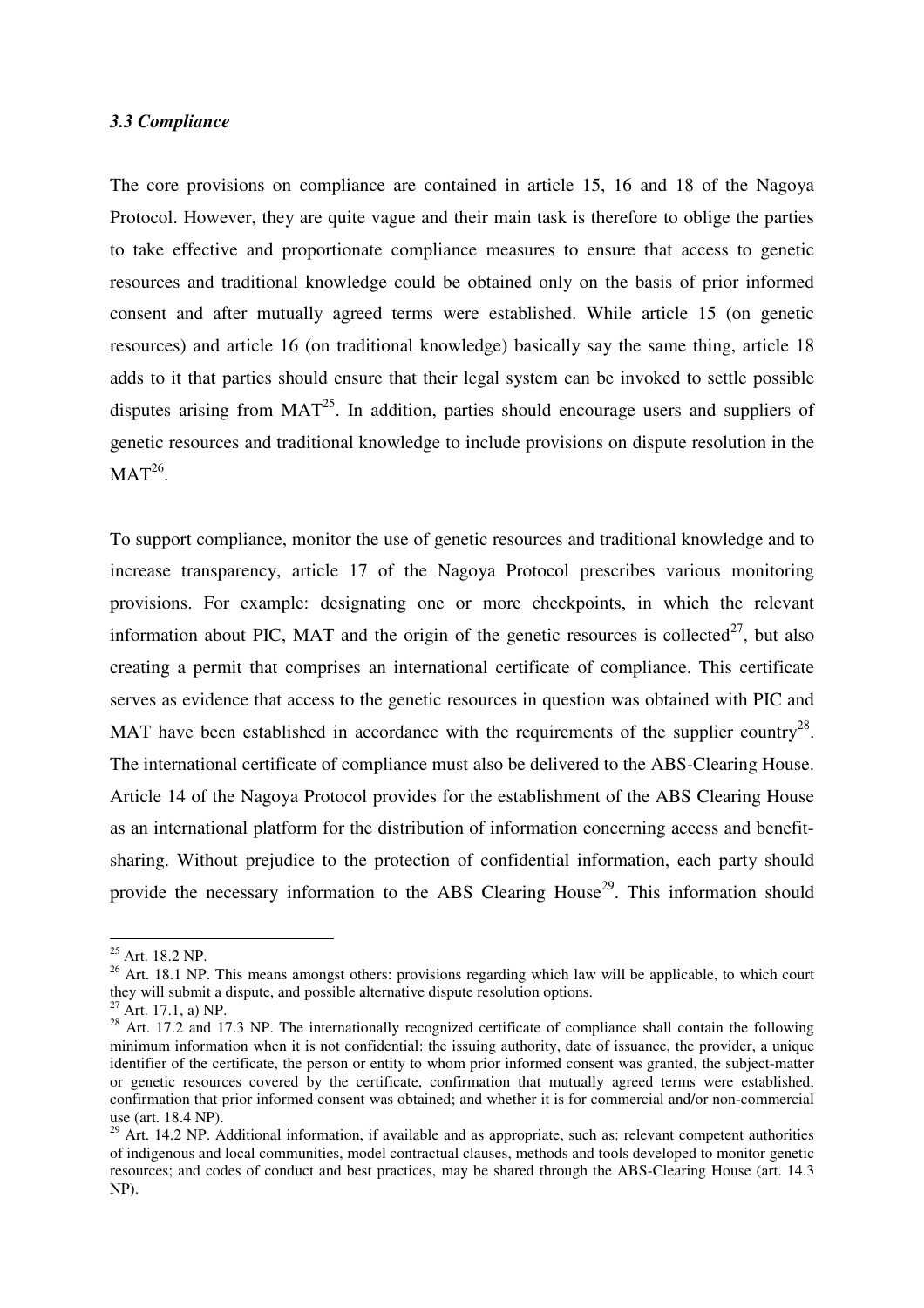### *3.3 Compliance*

The core provisions on compliance are contained in article 15, 16 and 18 of the Nagoya Protocol. However, they are quite vague and their main task is therefore to oblige the parties to take effective and proportionate compliance measures to ensure that access to genetic resources and traditional knowledge could be obtained only on the basis of prior informed consent and after mutually agreed terms were established. While article 15 (on genetic resources) and article 16 (on traditional knowledge) basically say the same thing, article 18 adds to it that parties should ensure that their legal system can be invoked to settle possible disputes arising from MAT[25]. In addition, parties should encourage users and suppliers of genetic resources and traditional knowledge to include provisions on dispute resolution in the MAT[26].

To support compliance, monitor the use of genetic resources and traditional knowledge and to increase transparency, article 17 of the Nagoya Protocol prescribes various monitoring provisions. For example: designating one or more checkpoints, in which the relevant information about PIC, MAT and the origin of the genetic resources is collected[27], but also creating a permit that comprises an international certificate of compliance. This certificate serves as evidence that access to the genetic resources in question was obtained with PIC and MAT have been established in accordance with the requirements of the supplier country[28]. The international certificate of compliance must also be delivered to the ABS-Clearing House. Article 14 of the Nagoya Protocol provides for the establishment of the ABS Clearing House as an international platform for the distribution of information concerning access and benefit-sharing. Without prejudice to the protection of confidential information, each party should provide the necessary information to the ABS Clearing House[29]. This information should

---

[25] Art. 18.2 NP.

[26] Art. 18.1 NP. This means amongst others: provisions regarding which law will be applicable, to which court they will submit a dispute, and possible alternative dispute resolution options.

[27] Art. 17.1, a) NP.

[28] Art. 17.2 and 17.3 NP. The internationally recognized certificate of compliance shall contain the following minimum information when it is not confidential: the issuing authority, date of issuance, the provider, a unique identifier of the certificate, the person or entity to whom prior informed consent was granted, the subject-matter or genetic resources covered by the certificate, confirmation that mutually agreed terms were established, confirmation that prior informed consent was obtained; and whether it is for commercial and/or non-commercial use (art. 18.4 NP).

[29] Art. 14.2 NP. Additional information, if available and as appropriate, such as: relevant competent authorities of indigenous and local communities, model contractual clauses, methods and tools developed to monitor genetic resources; and codes of conduct and best practices, may be shared through the ABS-Clearing House (art. 14.3 NP).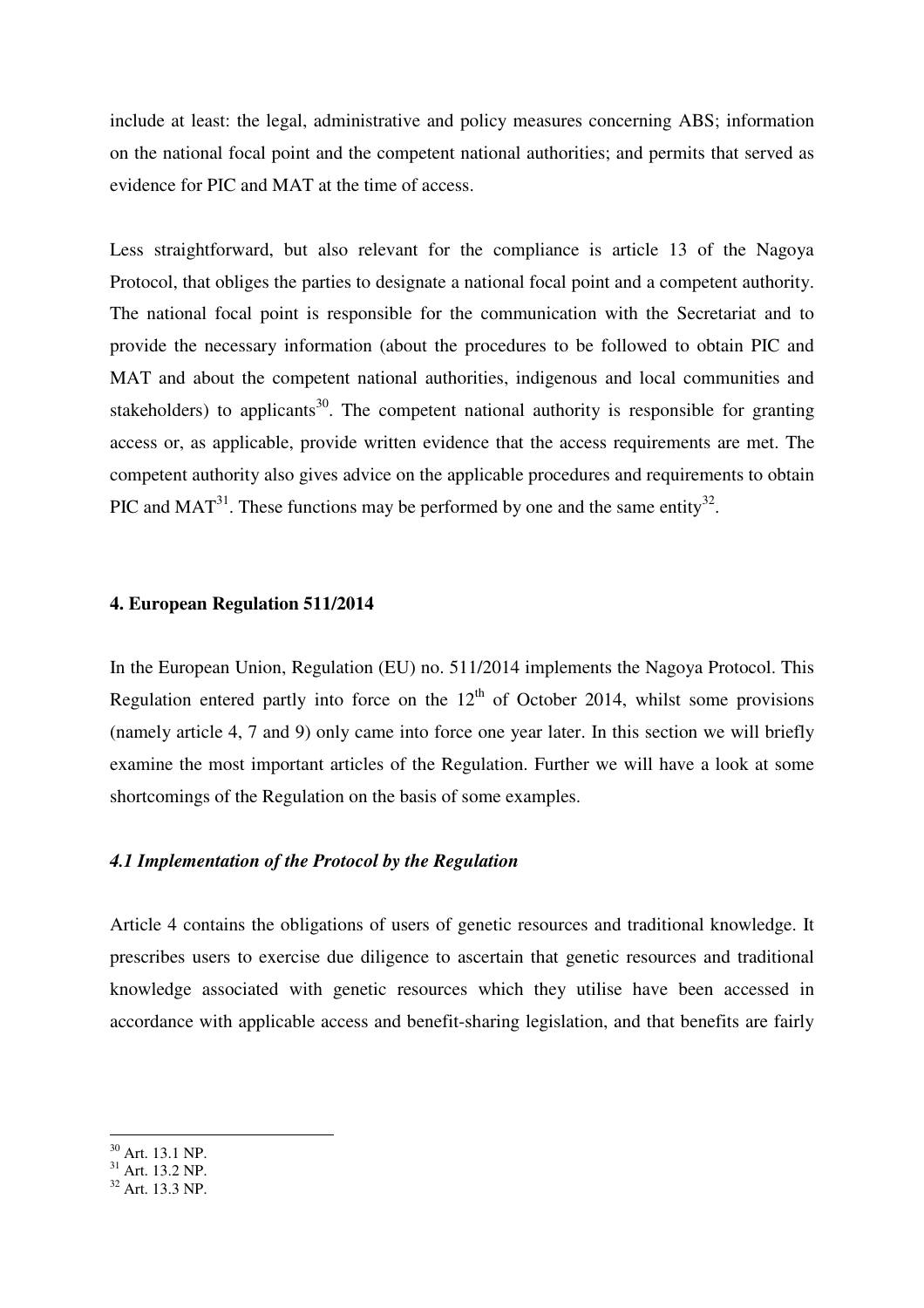include at least: the legal, administrative and policy measures concerning ABS; information on the national focal point and the competent national authorities; and permits that served as evidence for PIC and MAT at the time of access.

Less straightforward, but also relevant for the compliance is article 13 of the Nagoya Protocol, that obliges the parties to designate a national focal point and a competent authority. The national focal point is responsible for the communication with the Secretariat and to provide the necessary information (about the procedures to be followed to obtain PIC and MAT and about the competent national authorities, indigenous and local communities and stakeholders) to applicants[30]. The competent national authority is responsible for granting access or, as applicable, provide written evidence that the access requirements are met. The competent authority also gives advice on the applicable procedures and requirements to obtain PIC and MAT[31]. These functions may be performed by one and the same entity[32].

## 4. European Regulation 511/2014

In the European Union, Regulation (EU) no. 511/2014 implements the Nagoya Protocol. This Regulation entered partly into force on the 12th of October 2014, whilst some provisions (namely article 4, 7 and 9) only came into force one year later. In this section we will briefly examine the most important articles of the Regulation. Further we will have a look at some shortcomings of the Regulation on the basis of some examples.

### *4.1 Implementation of the Protocol by the Regulation*

Article 4 contains the obligations of users of genetic resources and traditional knowledge. It prescribes users to exercise due diligence to ascertain that genetic resources and traditional knowledge associated with genetic resources which they utilise have been accessed in accordance with applicable access and benefit-sharing legislation, and that benefits are fairly

---

[30] Art. 13.1 NP.

[31] Art. 13.2 NP.

[32] Art. 13.3 NP.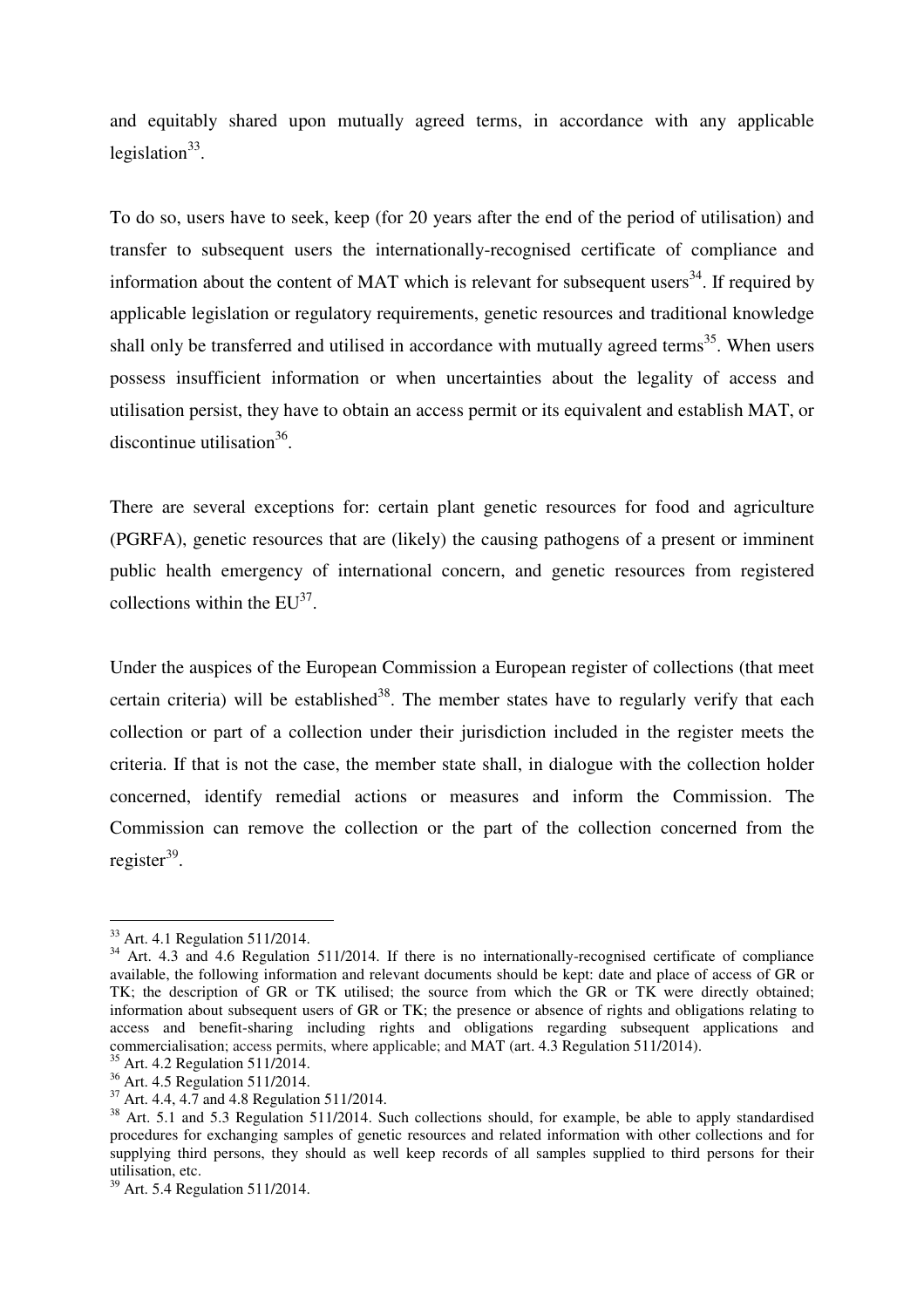and equitably shared upon mutually agreed terms, in accordance with any applicable legislation[33].

To do so, users have to seek, keep (for 20 years after the end of the period of utilisation) and transfer to subsequent users the internationally-recognised certificate of compliance and information about the content of MAT which is relevant for subsequent users[34]. If required by applicable legislation or regulatory requirements, genetic resources and traditional knowledge shall only be transferred and utilised in accordance with mutually agreed terms[35]. When users possess insufficient information or when uncertainties about the legality of access and utilisation persist, they have to obtain an access permit or its equivalent and establish MAT, or discontinue utilisation[36].

There are several exceptions for: certain plant genetic resources for food and agriculture (PGRFA), genetic resources that are (likely) the causing pathogens of a present or imminent public health emergency of international concern, and genetic resources from registered collections within the EU[37].

Under the auspices of the European Commission a European register of collections (that meet certain criteria) will be established[38]. The member states have to regularly verify that each collection or part of a collection under their jurisdiction included in the register meets the criteria. If that is not the case, the member state shall, in dialogue with the collection holder concerned, identify remedial actions or measures and inform the Commission. The Commission can remove the collection or the part of the collection concerned from the register[39].

---

[33] Art. 4.1 Regulation 511/2014.

[34] Art. 4.3 and 4.6 Regulation 511/2014. If there is no internationally-recognised certificate of compliance available, the following information and relevant documents should be kept: date and place of access of GR or TK; the description of GR or TK utilised; the source from which the GR or TK were directly obtained; information about subsequent users of GR or TK; the presence or absence of rights and obligations relating to access and benefit-sharing including rights and obligations regarding subsequent applications and commercialisation; access permits, where applicable; and MAT (art. 4.3 Regulation 511/2014).

[35] Art. 4.2 Regulation 511/2014.

[36] Art. 4.5 Regulation 511/2014.

[37] Art. 4.4, 4.7 and 4.8 Regulation 511/2014.

[38] Art. 5.1 and 5.3 Regulation 511/2014. Such collections should, for example, be able to apply standardised procedures for exchanging samples of genetic resources and related information with other collections and for supplying third persons, they should as well keep records of all samples supplied to third persons for their utilisation, etc.

[39] Art. 5.4 Regulation 511/2014.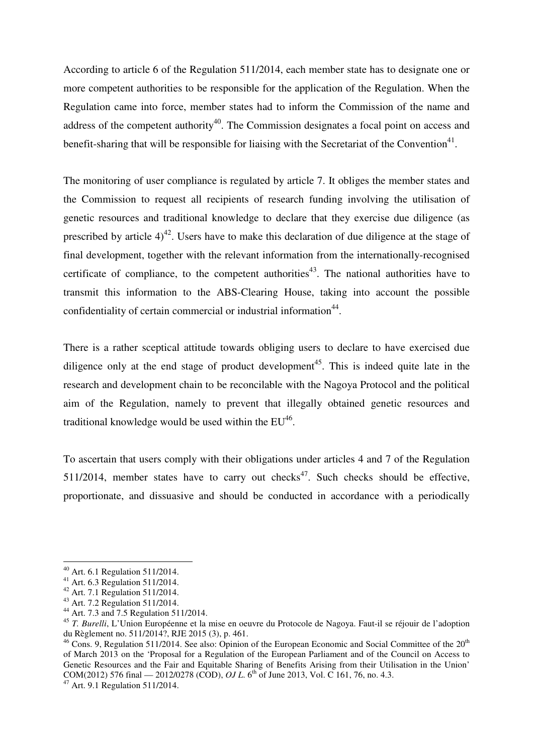According to article 6 of the Regulation 511/2014, each member state has to designate one or more competent authorities to be responsible for the application of the Regulation. When the Regulation came into force, member states had to inform the Commission of the name and address of the competent authority[40]. The Commission designates a focal point on access and benefit-sharing that will be responsible for liaising with the Secretariat of the Convention[41].

The monitoring of user compliance is regulated by article 7. It obliges the member states and the Commission to request all recipients of research funding involving the utilisation of genetic resources and traditional knowledge to declare that they exercise due diligence (as prescribed by article 4)[42]. Users have to make this declaration of due diligence at the stage of final development, together with the relevant information from the internationally-recognised certificate of compliance, to the competent authorities[43]. The national authorities have to transmit this information to the ABS-Clearing House, taking into account the possible confidentiality of certain commercial or industrial information[44].

There is a rather sceptical attitude towards obliging users to declare to have exercised due diligence only at the end stage of product development[45]. This is indeed quite late in the research and development chain to be reconcilable with the Nagoya Protocol and the political aim of the Regulation, namely to prevent that illegally obtained genetic resources and traditional knowledge would be used within the EU[46].

To ascertain that users comply with their obligations under articles 4 and 7 of the Regulation 511/2014, member states have to carry out checks[47]. Such checks should be effective, proportionate, and dissuasive and should be conducted in accordance with a periodically

---

[40] Art. 6.1 Regulation 511/2014.

[41] Art. 6.3 Regulation 511/2014.

[42] Art. 7.1 Regulation 511/2014.

[43] Art. 7.2 Regulation 511/2014.

[44] Art. 7.3 and 7.5 Regulation 511/2014.

[45] *T. Burelli*, L'Union Européenne et la mise en oeuvre du Protocole de Nagoya. Faut-il se réjouir de l'adoption du Règlement no. 511/2014?, RJE 2015 (3), p. 461.

[46] Cons. 9, Regulation 511/2014. See also: Opinion of the European Economic and Social Committee of the 20th of March 2013 on the 'Proposal for a Regulation of the European Parliament and of the Council on Access to Genetic Resources and the Fair and Equitable Sharing of Benefits Arising from their Utilisation in the Union' COM(2012) 576 final — 2012/0278 (COD), *OJ L.* 6th of June 2013, Vol. C 161, 76, no. 4.3.

[47] Art. 9.1 Regulation 511/2014.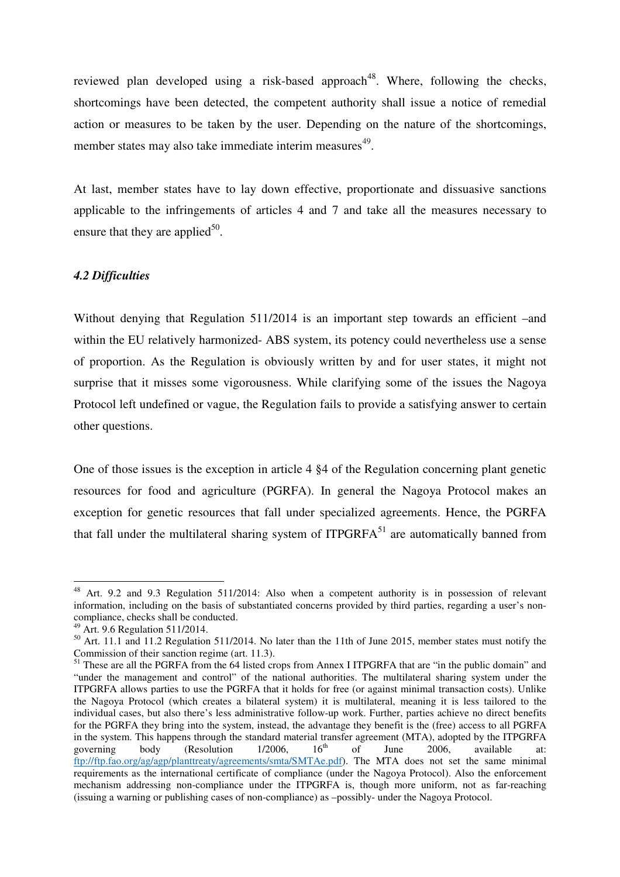reviewed plan developed using a risk-based approach[48]. Where, following the checks, shortcomings have been detected, the competent authority shall issue a notice of remedial action or measures to be taken by the user. Depending on the nature of the shortcomings, member states may also take immediate interim measures[49].

At last, member states have to lay down effective, proportionate and dissuasive sanctions applicable to the infringements of articles 4 and 7 and take all the measures necessary to ensure that they are applied[50].

### *4.2 Difficulties*

Without denying that Regulation 511/2014 is an important step towards an efficient –and within the EU relatively harmonized- ABS system, its potency could nevertheless use a sense of proportion. As the Regulation is obviously written by and for user states, it might not surprise that it misses some vigorousness. While clarifying some of the issues the Nagoya Protocol left undefined or vague, the Regulation fails to provide a satisfying answer to certain other questions.

One of those issues is the exception in article 4 §4 of the Regulation concerning plant genetic resources for food and agriculture (PGRFA). In general the Nagoya Protocol makes an exception for genetic resources that fall under specialized agreements. Hence, the PGRFA that fall under the multilateral sharing system of ITPGRFA[51] are automatically banned from

---

[48] Art. 9.2 and 9.3 Regulation 511/2014: Also when a competent authority is in possession of relevant information, including on the basis of substantiated concerns provided by third parties, regarding a user's non-compliance, checks shall be conducted.

[49] Art. 9.6 Regulation 511/2014.

[50] Art. 11.1 and 11.2 Regulation 511/2014. No later than the 11th of June 2015, member states must notify the Commission of their sanction regime (art. 11.3).

[51] These are all the PGRFA from the 64 listed crops from Annex I ITPGRFA that are "in the public domain" and "under the management and control" of the national authorities. The multilateral sharing system under the ITPGRFA allows parties to use the PGRFA that it holds for free (or against minimal transaction costs). Unlike the Nagoya Protocol (which creates a bilateral system) it is multilateral, meaning it is less tailored to the individual cases, but also there's less administrative follow-up work. Further, parties achieve no direct benefits for the PGRFA they bring into the system, instead, the advantage they benefit is the (free) access to all PGRFA in the system. This happens through the standard material transfer agreement (MTA), adopted by the ITPGRFA governing body (Resolution 1/2006, 16th of June 2006, available at: ftp://ftp.fao.org/ag/agp/planttreaty/agreements/smta/SMTAe.pdf). The MTA does not set the same minimal requirements as the international certificate of compliance (under the Nagoya Protocol). Also the enforcement mechanism addressing non-compliance under the ITPGRFA is, though more uniform, not as far-reaching (issuing a warning or publishing cases of non-compliance) as –possibly- under the Nagoya Protocol.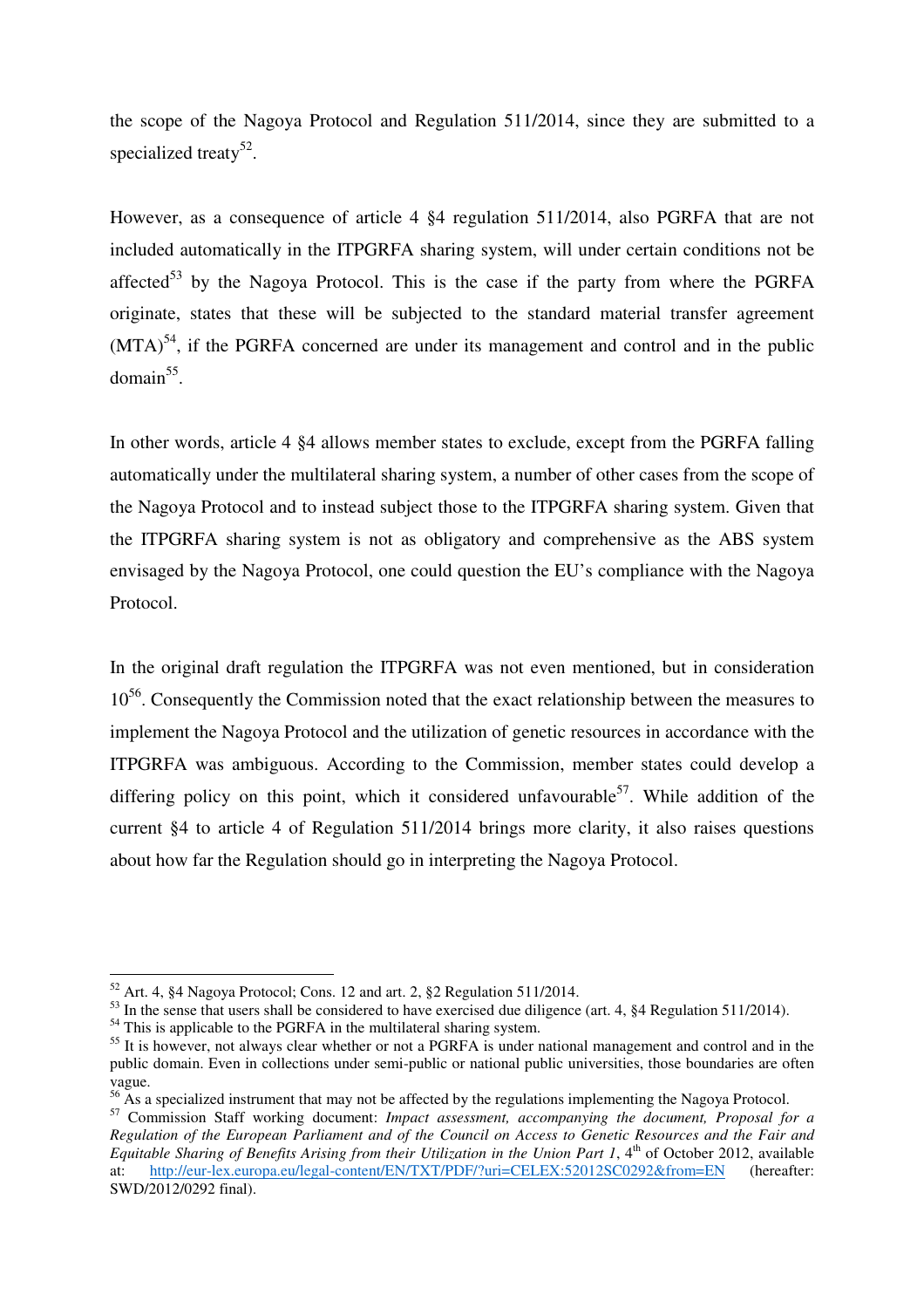the scope of the Nagoya Protocol and Regulation 511/2014, since they are submitted to a specialized treaty[52].

However, as a consequence of article 4 §4 regulation 511/2014, also PGRFA that are not included automatically in the ITPGRFA sharing system, will under certain conditions not be affected[53] by the Nagoya Protocol. This is the case if the party from where the PGRFA originate, states that these will be subjected to the standard material transfer agreement (MTA)[54], if the PGRFA concerned are under its management and control and in the public domain[55].

In other words, article 4 §4 allows member states to exclude, except from the PGRFA falling automatically under the multilateral sharing system, a number of other cases from the scope of the Nagoya Protocol and to instead subject those to the ITPGRFA sharing system. Given that the ITPGRFA sharing system is not as obligatory and comprehensive as the ABS system envisaged by the Nagoya Protocol, one could question the EU's compliance with the Nagoya Protocol.

In the original draft regulation the ITPGRFA was not even mentioned, but in consideration 10[56]. Consequently the Commission noted that the exact relationship between the measures to implement the Nagoya Protocol and the utilization of genetic resources in accordance with the ITPGRFA was ambiguous. According to the Commission, member states could develop a differing policy on this point, which it considered unfavourable[57]. While addition of the current §4 to article 4 of Regulation 511/2014 brings more clarity, it also raises questions about how far the Regulation should go in interpreting the Nagoya Protocol.

---

[52] Art. 4, §4 Nagoya Protocol; Cons. 12 and art. 2, §2 Regulation 511/2014.

[53] In the sense that users shall be considered to have exercised due diligence (art. 4, §4 Regulation 511/2014).

[54] This is applicable to the PGRFA in the multilateral sharing system.

[55] It is however, not always clear whether or not a PGRFA is under national management and control and in the public domain. Even in collections under semi-public or national public universities, those boundaries are often vague.

[56] As a specialized instrument that may not be affected by the regulations implementing the Nagoya Protocol.

[57] Commission Staff working document: *Impact assessment, accompanying the document, Proposal for a Regulation of the European Parliament and of the Council on Access to Genetic Resources and the Fair and Equitable Sharing of Benefits Arising from their Utilization in the Union Part 1*, 4th of October 2012, available at: http://eur-lex.europa.eu/legal-content/EN/TXT/PDF/?uri=CELEX:52012SC0292&from=EN (hereafter: SWD/2012/0292 final).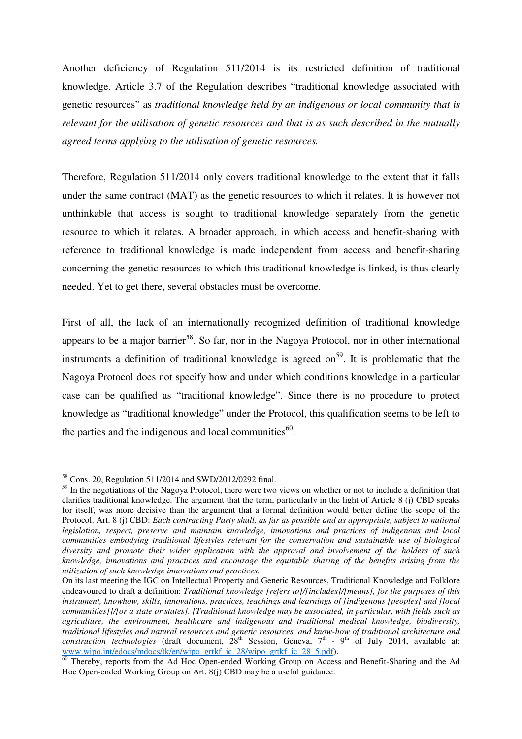Another deficiency of Regulation 511/2014 is its restricted definition of traditional knowledge. Article 3.7 of the Regulation describes "traditional knowledge associated with genetic resources" as *traditional knowledge held by an indigenous or local community that is relevant for the utilisation of genetic resources and that is as such described in the mutually agreed terms applying to the utilisation of genetic resources.*

Therefore, Regulation 511/2014 only covers traditional knowledge to the extent that it falls under the same contract (MAT) as the genetic resources to which it relates. It is however not unthinkable that access is sought to traditional knowledge separately from the genetic resource to which it relates. A broader approach, in which access and benefit-sharing with reference to traditional knowledge is made independent from access and benefit-sharing concerning the genetic resources to which this traditional knowledge is linked, is thus clearly needed. Yet to get there, several obstacles must be overcome.

First of all, the lack of an internationally recognized definition of traditional knowledge appears to be a major barrier[58]. So far, nor in the Nagoya Protocol, nor in other international instruments a definition of traditional knowledge is agreed on[59]. It is problematic that the Nagoya Protocol does not specify how and under which conditions knowledge in a particular case can be qualified as "traditional knowledge". Since there is no procedure to protect knowledge as "traditional knowledge" under the Protocol, this qualification seems to be left to the parties and the indigenous and local communities[60].

---

[58] Cons. 20, Regulation 511/2014 and SWD/2012/0292 final.

[59] In the negotiations of the Nagoya Protocol, there were two views on whether or not to include a definition that clarifies traditional knowledge. The argument that the term, particularly in the light of Article 8 (j) CBD speaks for itself, was more decisive than the argument that a formal definition would better define the scope of the Protocol. Art. 8 (j) CBD: *Each contracting Party shall, as far as possible and as appropriate, subject to national legislation, respect, preserve and maintain knowledge, innovations and practices of indigenous and local communities embodying traditional lifestyles relevant for the conservation and sustainable use of biological diversity and promote their wider application with the approval and involvement of the holders of such knowledge, innovations and practices and encourage the equitable sharing of the benefits arising from the utilization of such knowledge innovations and practices.*

On its last meeting the IGC on Intellectual Property and Genetic Resources, Traditional Knowledge and Folklore endeavoured to draft a definition: *Traditional knowledge [refers to]/[includes]/[means], for the purposes of this instrument, knowhow, skills, innovations, practices, teachings and learnings of [indigenous [peoples] and [local communities]]/[or a state or states]. [Traditional knowledge may be associated, in particular, with fields such as agriculture, the environment, healthcare and indigenous and traditional medical knowledge, biodiversity, traditional lifestyles and natural resources and genetic resources, and know-how of traditional architecture and construction technologies* (draft document, 28th Session, Geneva, 7th - 9th of July 2014, available at: www.wipo.int/edocs/mdocs/tk/en/wipo_grtkf_ic_28/wipo_grtkf_ic_28_5.pdf).

[60] Thereby, reports from the Ad Hoc Open-ended Working Group on Access and Benefit-Sharing and the Ad Hoc Open-ended Working Group on Art. 8(j) CBD may be a useful guidance.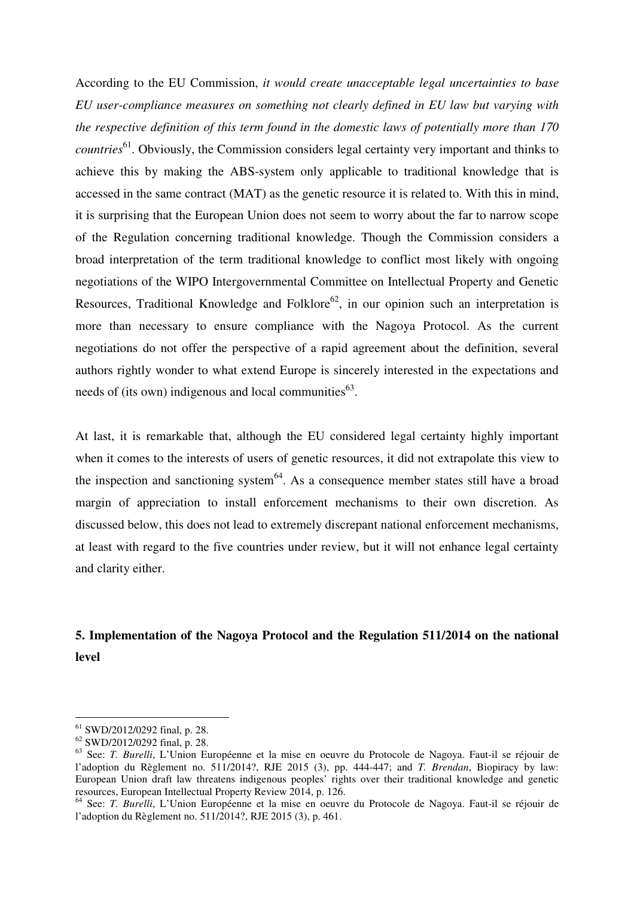According to the EU Commission, *it would create unacceptable legal uncertainties to base EU user-compliance measures on something not clearly defined in EU law but varying with the respective definition of this term found in the domestic laws of potentially more than 170 countries*[61]. Obviously, the Commission considers legal certainty very important and thinks to achieve this by making the ABS-system only applicable to traditional knowledge that is accessed in the same contract (MAT) as the genetic resource it is related to. With this in mind, it is surprising that the European Union does not seem to worry about the far to narrow scope of the Regulation concerning traditional knowledge. Though the Commission considers a broad interpretation of the term traditional knowledge to conflict most likely with ongoing negotiations of the WIPO Intergovernmental Committee on Intellectual Property and Genetic Resources, Traditional Knowledge and Folklore[62], in our opinion such an interpretation is more than necessary to ensure compliance with the Nagoya Protocol. As the current negotiations do not offer the perspective of a rapid agreement about the definition, several authors rightly wonder to what extend Europe is sincerely interested in the expectations and needs of (its own) indigenous and local communities[63].

At last, it is remarkable that, although the EU considered legal certainty highly important when it comes to the interests of users of genetic resources, it did not extrapolate this view to the inspection and sanctioning system[64]. As a consequence member states still have a broad margin of appreciation to install enforcement mechanisms to their own discretion. As discussed below, this does not lead to extremely discrepant national enforcement mechanisms, at least with regard to the five countries under review, but it will not enhance legal certainty and clarity either.

## 5. Implementation of the Nagoya Protocol and the Regulation 511/2014 on the national level

---

[61] SWD/2012/0292 final, p. 28.

[62] SWD/2012/0292 final, p. 28.

[63] See: *T. Burelli*, L'Union Européenne et la mise en oeuvre du Protocole de Nagoya. Faut-il se réjouir de l'adoption du Règlement no. 511/2014?, RJE 2015 (3), pp. 444-447; and *T. Brendan*, Biopiracy by law: European Union draft law threatens indigenous peoples' rights over their traditional knowledge and genetic resources, European Intellectual Property Review 2014, p. 126.

[64] See: *T. Burelli*, L'Union Européenne et la mise en oeuvre du Protocole de Nagoya. Faut-il se réjouir de l'adoption du Règlement no. 511/2014?, RJE 2015 (3), p. 461.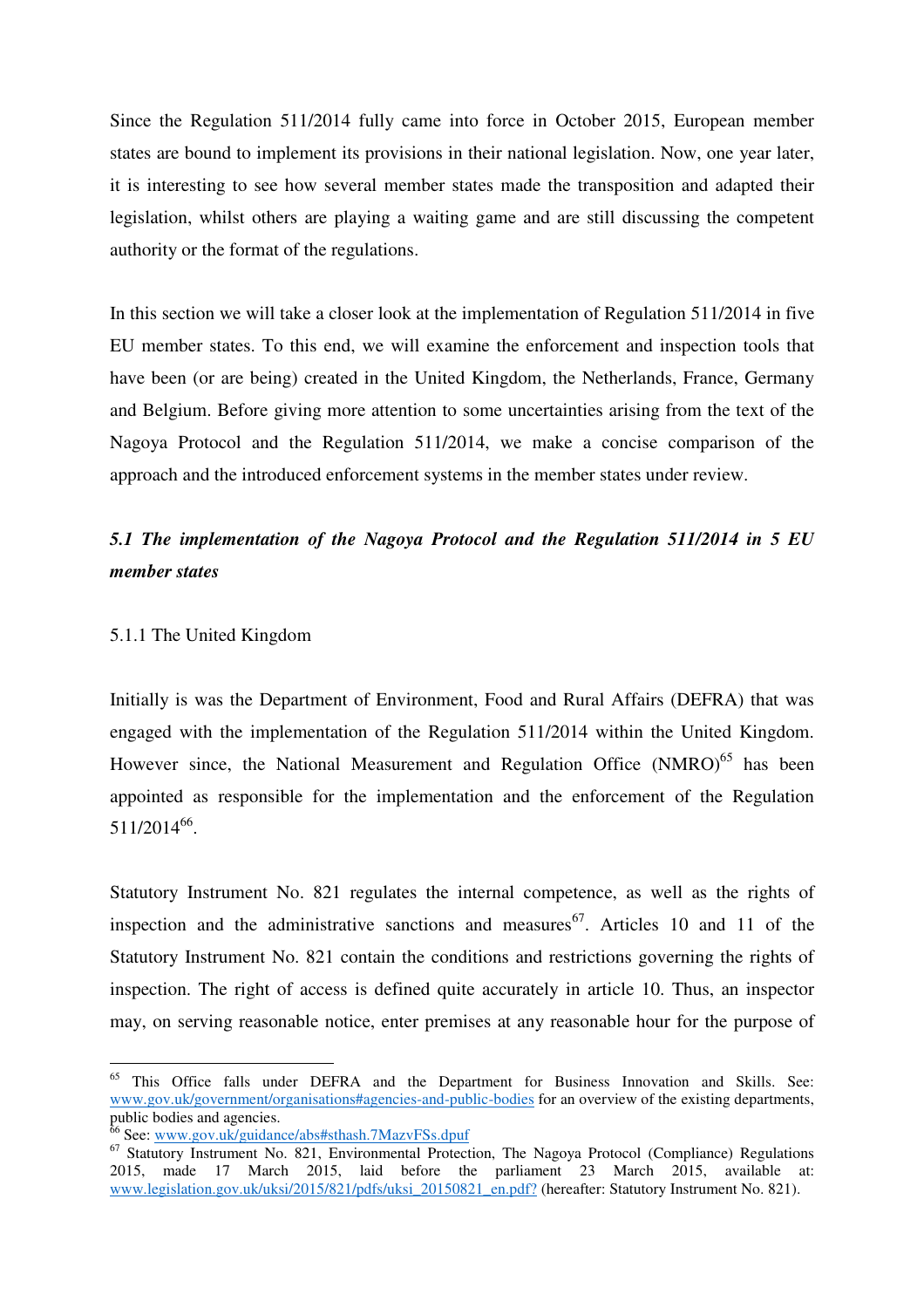Since the Regulation 511/2014 fully came into force in October 2015, European member states are bound to implement its provisions in their national legislation. Now, one year later, it is interesting to see how several member states made the transposition and adapted their legislation, whilst others are playing a waiting game and are still discussing the competent authority or the format of the regulations.

In this section we will take a closer look at the implementation of Regulation 511/2014 in five EU member states. To this end, we will examine the enforcement and inspection tools that have been (or are being) created in the United Kingdom, the Netherlands, France, Germany and Belgium. Before giving more attention to some uncertainties arising from the text of the Nagoya Protocol and the Regulation 511/2014, we make a concise comparison of the approach and the introduced enforcement systems in the member states under review.

### *5.1 The implementation of the Nagoya Protocol and the Regulation 511/2014 in 5 EU member states*

#### 5.1.1 The United Kingdom

Initially is was the Department of Environment, Food and Rural Affairs (DEFRA) that was engaged with the implementation of the Regulation 511/2014 within the United Kingdom. However since, the National Measurement and Regulation Office (NMRO)[65] has been appointed as responsible for the implementation and the enforcement of the Regulation 511/2014[66].

Statutory Instrument No. 821 regulates the internal competence, as well as the rights of inspection and the administrative sanctions and measures[67]. Articles 10 and 11 of the Statutory Instrument No. 821 contain the conditions and restrictions governing the rights of inspection. The right of access is defined quite accurately in article 10. Thus, an inspector may, on serving reasonable notice, enter premises at any reasonable hour for the purpose of

---

[65] This Office falls under DEFRA and the Department for Business Innovation and Skills. See: www.gov.uk/government/organisations#agencies-and-public-bodies for an overview of the existing departments, public bodies and agencies.

[66] See: www.gov.uk/guidance/abs#sthash.7MazvFSs.dpuf

[67] Statutory Instrument No. 821, Environmental Protection, The Nagoya Protocol (Compliance) Regulations 2015, made 17 March 2015, laid before the parliament 23 March 2015, available at: www.legislation.gov.uk/uksi/2015/821/pdfs/uksi_20150821_en.pdf? (hereafter: Statutory Instrument No. 821).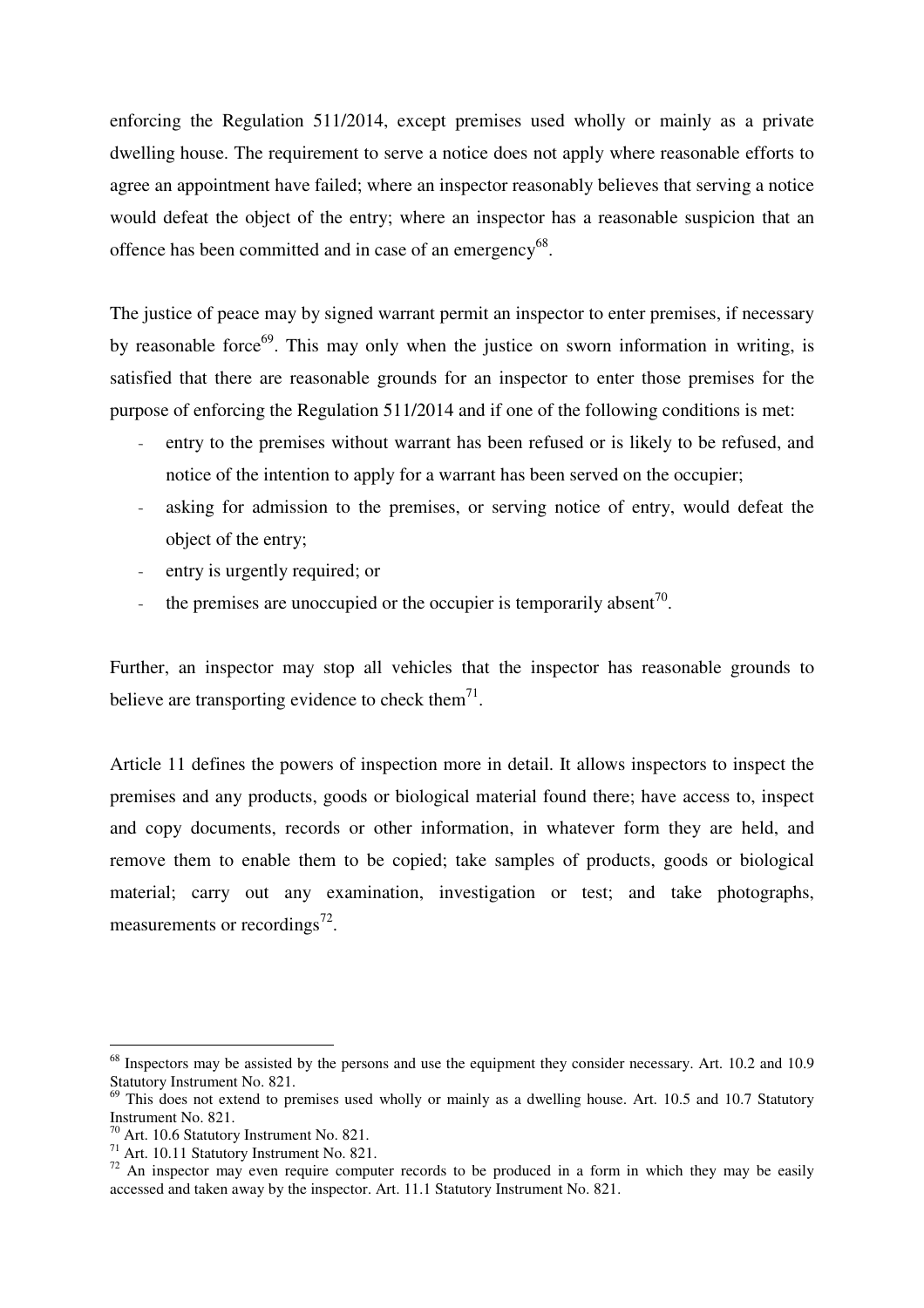enforcing the Regulation 511/2014, except premises used wholly or mainly as a private dwelling house. The requirement to serve a notice does not apply where reasonable efforts to agree an appointment have failed; where an inspector reasonably believes that serving a notice would defeat the object of the entry; where an inspector has a reasonable suspicion that an offence has been committed and in case of an emergency[68].

The justice of peace may by signed warrant permit an inspector to enter premises, if necessary by reasonable force[69]. This may only when the justice on sworn information in writing, is satisfied that there are reasonable grounds for an inspector to enter those premises for the purpose of enforcing the Regulation 511/2014 and if one of the following conditions is met:

- entry to the premises without warrant has been refused or is likely to be refused, and notice of the intention to apply for a warrant has been served on the occupier;
- asking for admission to the premises, or serving notice of entry, would defeat the object of the entry;
- entry is urgently required; or
- the premises are unoccupied or the occupier is temporarily absent[70].

Further, an inspector may stop all vehicles that the inspector has reasonable grounds to believe are transporting evidence to check them[71].

Article 11 defines the powers of inspection more in detail. It allows inspectors to inspect the premises and any products, goods or biological material found there; have access to, inspect and copy documents, records or other information, in whatever form they are held, and remove them to enable them to be copied; take samples of products, goods or biological material; carry out any examination, investigation or test; and take photographs, measurements or recordings[72].

---

[68] Inspectors may be assisted by the persons and use the equipment they consider necessary. Art. 10.2 and 10.9 Statutory Instrument No. 821.

[69] This does not extend to premises used wholly or mainly as a dwelling house. Art. 10.5 and 10.7 Statutory Instrument No. 821.

[70] Art. 10.6 Statutory Instrument No. 821.

[71] Art. 10.11 Statutory Instrument No. 821.

[72] An inspector may even require computer records to be produced in a form in which they may be easily accessed and taken away by the inspector. Art. 11.1 Statutory Instrument No. 821.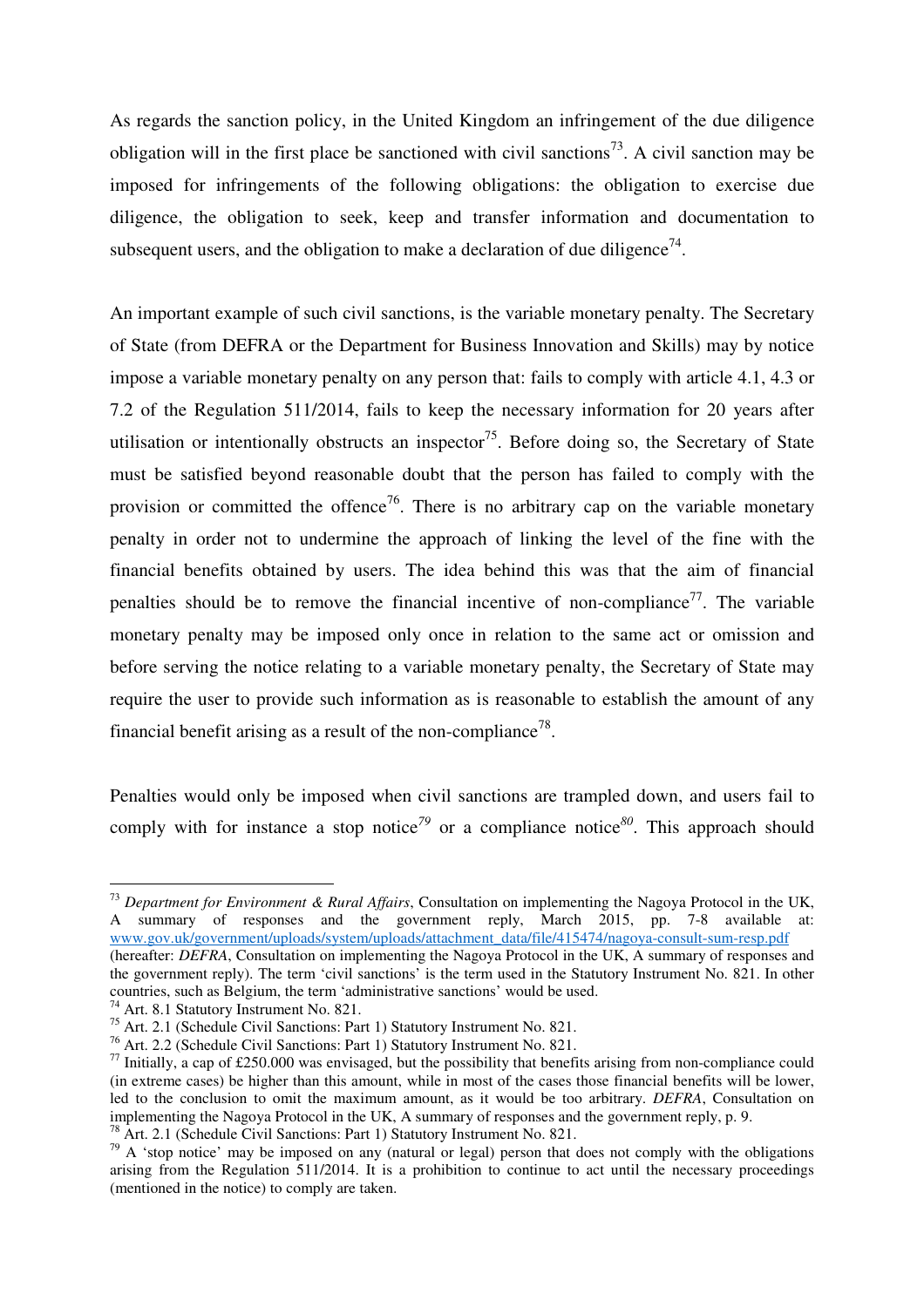As regards the sanction policy, in the United Kingdom an infringement of the due diligence obligation will in the first place be sanctioned with civil sanctions[73]. A civil sanction may be imposed for infringements of the following obligations: the obligation to exercise due diligence, the obligation to seek, keep and transfer information and documentation to subsequent users, and the obligation to make a declaration of due diligence[74].

An important example of such civil sanctions, is the variable monetary penalty. The Secretary of State (from DEFRA or the Department for Business Innovation and Skills) may by notice impose a variable monetary penalty on any person that: fails to comply with article 4.1, 4.3 or 7.2 of the Regulation 511/2014, fails to keep the necessary information for 20 years after utilisation or intentionally obstructs an inspector[75]. Before doing so, the Secretary of State must be satisfied beyond reasonable doubt that the person has failed to comply with the provision or committed the offence[76]. There is no arbitrary cap on the variable monetary penalty in order not to undermine the approach of linking the level of the fine with the financial benefits obtained by users. The idea behind this was that the aim of financial penalties should be to remove the financial incentive of non-compliance[77]. The variable monetary penalty may be imposed only once in relation to the same act or omission and before serving the notice relating to a variable monetary penalty, the Secretary of State may require the user to provide such information as is reasonable to establish the amount of any financial benefit arising as a result of the non-compliance[78].

Penalties would only be imposed when civil sanctions are trampled down, and users fail to comply with for instance a stop notice[79] or a compliance notice[80]. This approach should

---

[73] *Department for Environment & Rural Affairs*, Consultation on implementing the Nagoya Protocol in the UK, A summary of responses and the government reply, March 2015, pp. 7-8 available at: www.gov.uk/government/uploads/system/uploads/attachment_data/file/415474/nagoya-consult-sum-resp.pdf (hereafter: *DEFRA*, Consultation on implementing the Nagoya Protocol in the UK, A summary of responses and the government reply). The term 'civil sanctions' is the term used in the Statutory Instrument No. 821. In other countries, such as Belgium, the term 'administrative sanctions' would be used.

[74] Art. 8.1 Statutory Instrument No. 821.

[75] Art. 2.1 (Schedule Civil Sanctions: Part 1) Statutory Instrument No. 821.

[76] Art. 2.2 (Schedule Civil Sanctions: Part 1) Statutory Instrument No. 821.

[77] Initially, a cap of £250.000 was envisaged, but the possibility that benefits arising from non-compliance could (in extreme cases) be higher than this amount, while in most of the cases those financial benefits will be lower, led to the conclusion to omit the maximum amount, as it would be too arbitrary. *DEFRA*, Consultation on implementing the Nagoya Protocol in the UK, A summary of responses and the government reply, p. 9.

[78] Art. 2.1 (Schedule Civil Sanctions: Part 1) Statutory Instrument No. 821.

[79] A 'stop notice' may be imposed on any (natural or legal) person that does not comply with the obligations arising from the Regulation 511/2014. It is a prohibition to continue to act until the necessary proceedings (mentioned in the notice) to comply are taken.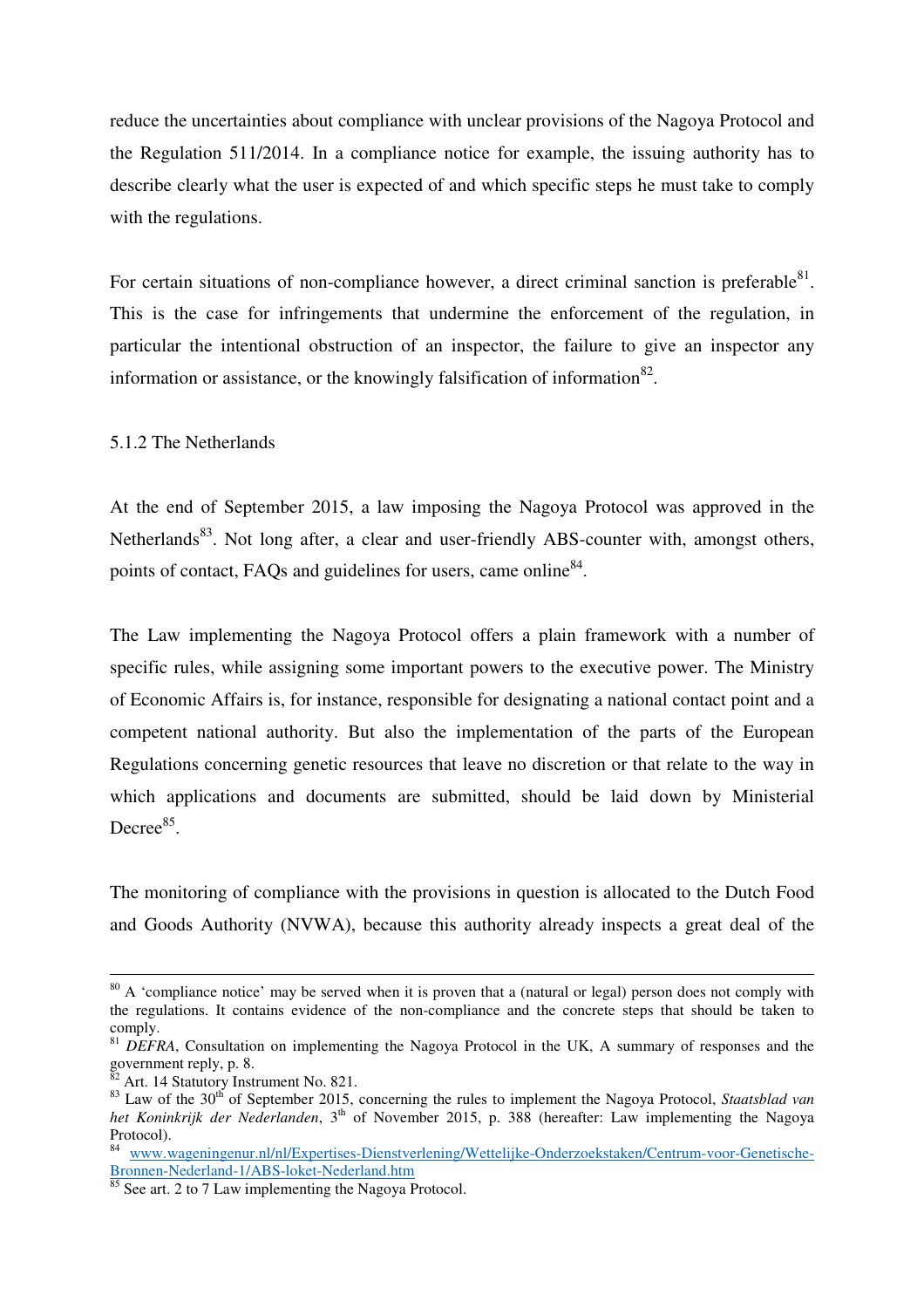reduce the uncertainties about compliance with unclear provisions of the Nagoya Protocol and the Regulation 511/2014. In a compliance notice for example, the issuing authority has to describe clearly what the user is expected of and which specific steps he must take to comply with the regulations.

For certain situations of non-compliance however, a direct criminal sanction is preferable[81]. This is the case for infringements that undermine the enforcement of the regulation, in particular the intentional obstruction of an inspector, the failure to give an inspector any information or assistance, or the knowingly falsification of information[82].

### 5.1.2 The Netherlands

At the end of September 2015, a law imposing the Nagoya Protocol was approved in the Netherlands[83]. Not long after, a clear and user-friendly ABS-counter with, amongst others, points of contact, FAQs and guidelines for users, came online[84].

The Law implementing the Nagoya Protocol offers a plain framework with a number of specific rules, while assigning some important powers to the executive power. The Ministry of Economic Affairs is, for instance, responsible for designating a national contact point and a competent national authority. But also the implementation of the parts of the European Regulations concerning genetic resources that leave no discretion or that relate to the way in which applications and documents are submitted, should be laid down by Ministerial Decree[85].

The monitoring of compliance with the provisions in question is allocated to the Dutch Food and Goods Authority (NVWA), because this authority already inspects a great deal of the

---

[80] A 'compliance notice' may be served when it is proven that a (natural or legal) person does not comply with the regulations. It contains evidence of the non-compliance and the concrete steps that should be taken to comply.

[81] *DEFRA*, Consultation on implementing the Nagoya Protocol in the UK, A summary of responses and the government reply, p. 8.

[82] Art. 14 Statutory Instrument No. 821.

[83] Law of the 30th of September 2015, concerning the rules to implement the Nagoya Protocol, *Staatsblad van het Koninkrijk der Nederlanden*, 3th of November 2015, p. 388 (hereafter: Law implementing the Nagoya Protocol).

[84] www.wageningenur.nl/nl/Expertises-Dienstverlening/Wettelijke-Onderzoekstaken/Centrum-voor-Genetische-Bronnen-Nederland-1/ABS-loket-Nederland.htm

[85] See art. 2 to 7 Law implementing the Nagoya Protocol.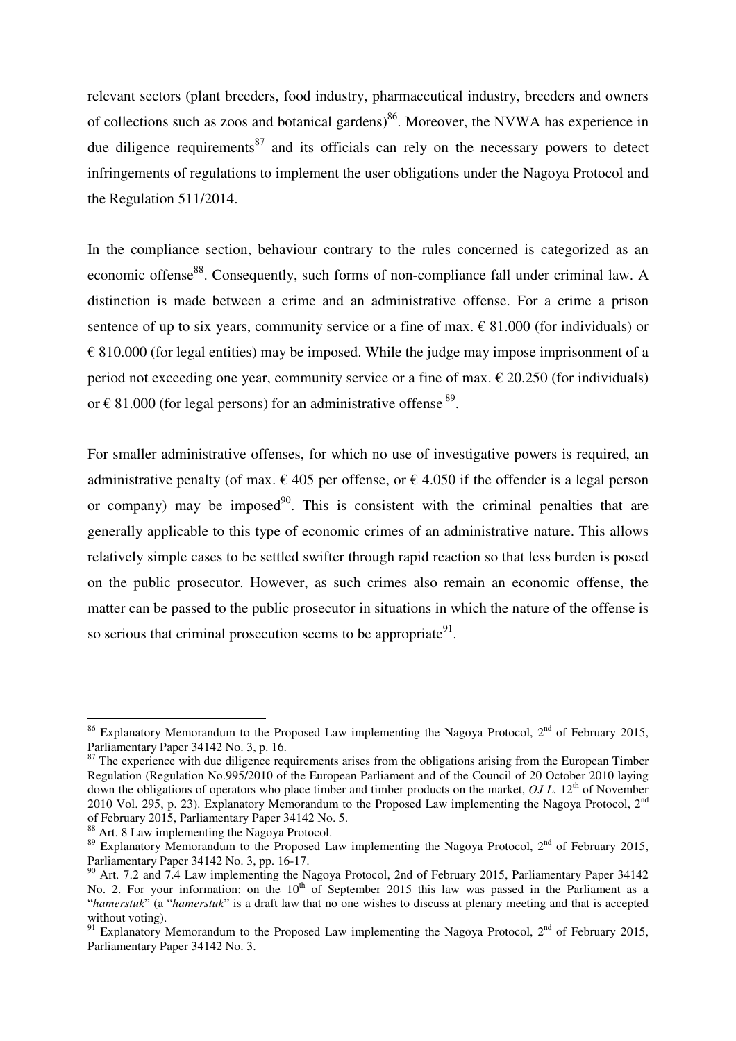relevant sectors (plant breeders, food industry, pharmaceutical industry, breeders and owners of collections such as zoos and botanical gardens)[86]. Moreover, the NVWA has experience in due diligence requirements[87] and its officials can rely on the necessary powers to detect infringements of regulations to implement the user obligations under the Nagoya Protocol and the Regulation 511/2014.

In the compliance section, behaviour contrary to the rules concerned is categorized as an economic offense[88]. Consequently, such forms of non-compliance fall under criminal law. A distinction is made between a crime and an administrative offense. For a crime a prison sentence of up to six years, community service or a fine of max. € 81.000 (for individuals) or € 810.000 (for legal entities) may be imposed. While the judge may impose imprisonment of a period not exceeding one year, community service or a fine of max. € 20.250 (for individuals) or € 81.000 (for legal persons) for an administrative offense [89].

For smaller administrative offenses, for which no use of investigative powers is required, an administrative penalty (of max. € 405 per offense, or € 4.050 if the offender is a legal person or company) may be imposed[90]. This is consistent with the criminal penalties that are generally applicable to this type of economic crimes of an administrative nature. This allows relatively simple cases to be settled swifter through rapid reaction so that less burden is posed on the public prosecutor. However, as such crimes also remain an economic offense, the matter can be passed to the public prosecutor in situations in which the nature of the offense is so serious that criminal prosecution seems to be appropriate[91].

---

[86] Explanatory Memorandum to the Proposed Law implementing the Nagoya Protocol, 2nd of February 2015, Parliamentary Paper 34142 No. 3, p. 16.

[87] The experience with due diligence requirements arises from the obligations arising from the European Timber Regulation (Regulation No.995/2010 of the European Parliament and of the Council of 20 October 2010 laying down the obligations of operators who place timber and timber products on the market, *OJ L.* 12th of November 2010 Vol. 295, p. 23). Explanatory Memorandum to the Proposed Law implementing the Nagoya Protocol, 2nd of February 2015, Parliamentary Paper 34142 No. 5.

[88] Art. 8 Law implementing the Nagoya Protocol.

[89] Explanatory Memorandum to the Proposed Law implementing the Nagoya Protocol, 2nd of February 2015, Parliamentary Paper 34142 No. 3, pp. 16-17.

[90] Art. 7.2 and 7.4 Law implementing the Nagoya Protocol, 2nd of February 2015, Parliamentary Paper 34142 No. 2. For your information: on the 10th of September 2015 this law was passed in the Parliament as a "*hamerstuk*" (a "*hamerstuk*" is a draft law that no one wishes to discuss at plenary meeting and that is accepted without voting).

[91] Explanatory Memorandum to the Proposed Law implementing the Nagoya Protocol, 2nd of February 2015, Parliamentary Paper 34142 No. 3.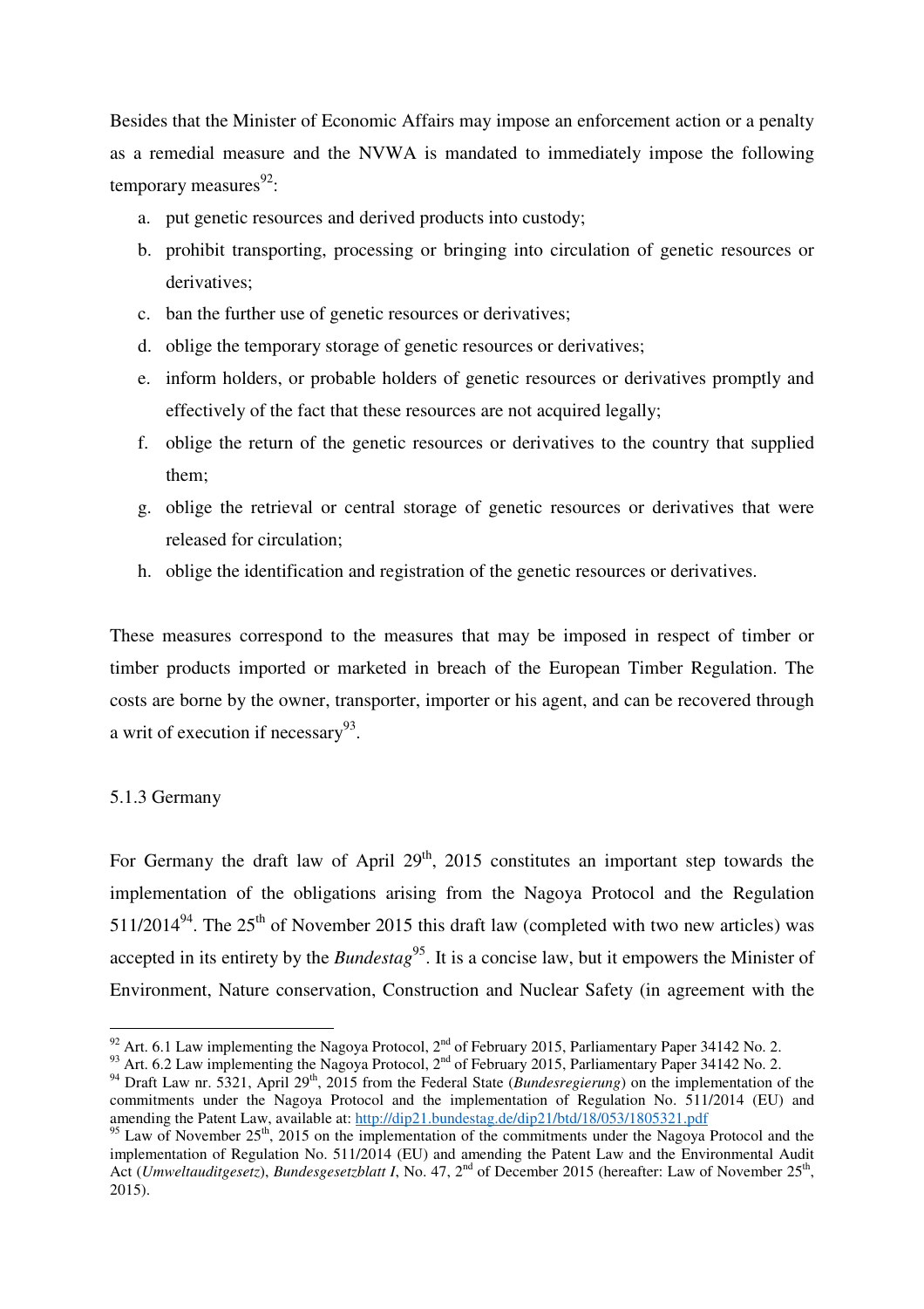Besides that the Minister of Economic Affairs may impose an enforcement action or a penalty as a remedial measure and the NVWA is mandated to immediately impose the following temporary measures[92]:

a. put genetic resources and derived products into custody;
b. prohibit transporting, processing or bringing into circulation of genetic resources or derivatives;
c. ban the further use of genetic resources or derivatives;
d. oblige the temporary storage of genetic resources or derivatives;
e. inform holders, or probable holders of genetic resources or derivatives promptly and effectively of the fact that these resources are not acquired legally;
f. oblige the return of the genetic resources or derivatives to the country that supplied them;
g. oblige the retrieval or central storage of genetic resources or derivatives that were released for circulation;
h. oblige the identification and registration of the genetic resources or derivatives.

These measures correspond to the measures that may be imposed in respect of timber or timber products imported or marketed in breach of the European Timber Regulation. The costs are borne by the owner, transporter, importer or his agent, and can be recovered through a writ of execution if necessary[93].

### 5.1.3 Germany

For Germany the draft law of April 29th, 2015 constitutes an important step towards the implementation of the obligations arising from the Nagoya Protocol and the Regulation 511/2014[94]. The 25th of November 2015 this draft law (completed with two new articles) was accepted in its entirety by the *Bundestag*[95]. It is a concise law, but it empowers the Minister of Environment, Nature conservation, Construction and Nuclear Safety (in agreement with the

---

[92] Art. 6.1 Law implementing the Nagoya Protocol, 2nd of February 2015, Parliamentary Paper 34142 No. 2.

[93] Art. 6.2 Law implementing the Nagoya Protocol, 2nd of February 2015, Parliamentary Paper 34142 No. 2.

[94] Draft Law nr. 5321, April 29th, 2015 from the Federal State (*Bundesregierung*) on the implementation of the commitments under the Nagoya Protocol and the implementation of Regulation No. 511/2014 (EU) and amending the Patent Law, available at: http://dip21.bundestag.de/dip21/btd/18/053/1805321.pdf

[95] Law of November 25th, 2015 on the implementation of the commitments under the Nagoya Protocol and the implementation of Regulation No. 511/2014 (EU) and amending the Patent Law and the Environmental Audit Act (*Umweltauditgesetz*), *Bundesgesetzblatt I*, No. 47, 2nd of December 2015 (hereafter: Law of November 25th, 2015).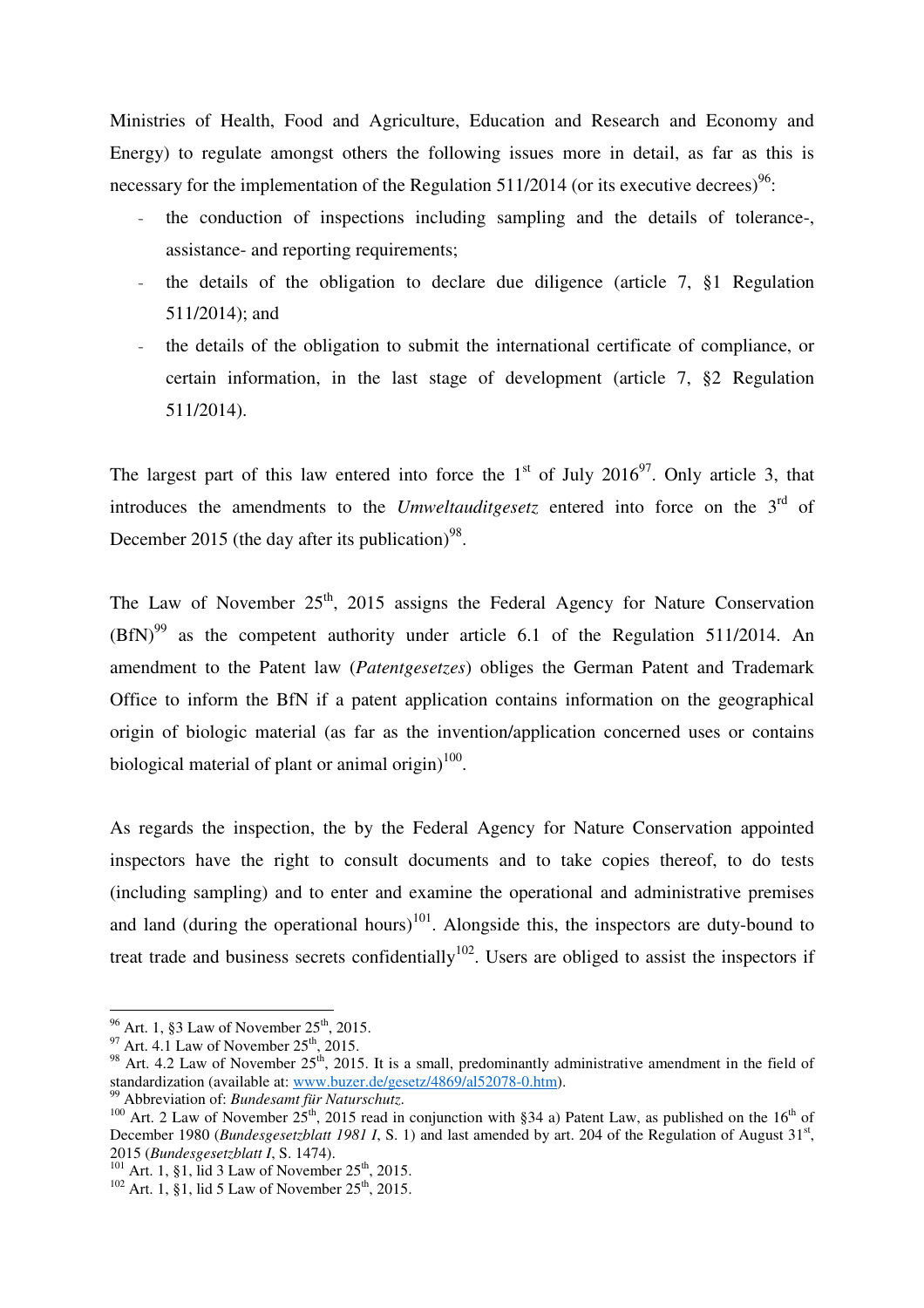Ministries of Health, Food and Agriculture, Education and Research and Economy and Energy) to regulate amongst others the following issues more in detail, as far as this is necessary for the implementation of the Regulation 511/2014 (or its executive decrees)[96]:

- the conduction of inspections including sampling and the details of tolerance-, assistance- and reporting requirements;
- the details of the obligation to declare due diligence (article 7, §1 Regulation 511/2014); and
- the details of the obligation to submit the international certificate of compliance, or certain information, in the last stage of development (article 7, §2 Regulation 511/2014).

The largest part of this law entered into force the 1st of July 2016[97]. Only article 3, that introduces the amendments to the *Umweltauditgesetz* entered into force on the 3rd of December 2015 (the day after its publication)[98].

The Law of November 25th, 2015 assigns the Federal Agency for Nature Conservation (BfN)[99] as the competent authority under article 6.1 of the Regulation 511/2014. An amendment to the Patent law (*Patentgesetzes*) obliges the German Patent and Trademark Office to inform the BfN if a patent application contains information on the geographical origin of biologic material (as far as the invention/application concerned uses or contains biological material of plant or animal origin)[100].

As regards the inspection, the by the Federal Agency for Nature Conservation appointed inspectors have the right to consult documents and to take copies thereof, to do tests (including sampling) and to enter and examine the operational and administrative premises and land (during the operational hours)[101]. Alongside this, the inspectors are duty-bound to treat trade and business secrets confidentially[102]. Users are obliged to assist the inspectors if

---

[96] Art. 1, §3 Law of November 25th, 2015.

[97] Art. 4.1 Law of November 25th, 2015.

[98] Art. 4.2 Law of November 25th, 2015. It is a small, predominantly administrative amendment in the field of standardization (available at: www.buzer.de/gesetz/4869/al52078-0.htm).

[99] Abbreviation of: *Bundesamt für Naturschutz*.

[100] Art. 2 Law of November 25th, 2015 read in conjunction with §34 a) Patent Law, as published on the 16th of December 1980 (*Bundesgesetzblatt 1981 I*, S. 1) and last amended by art. 204 of the Regulation of August 31st, 2015 (*Bundesgesetzblatt I*, S. 1474).

[101] Art. 1, §1, lid 3 Law of November 25th, 2015.

[102] Art. 1, §1, lid 5 Law of November 25th, 2015.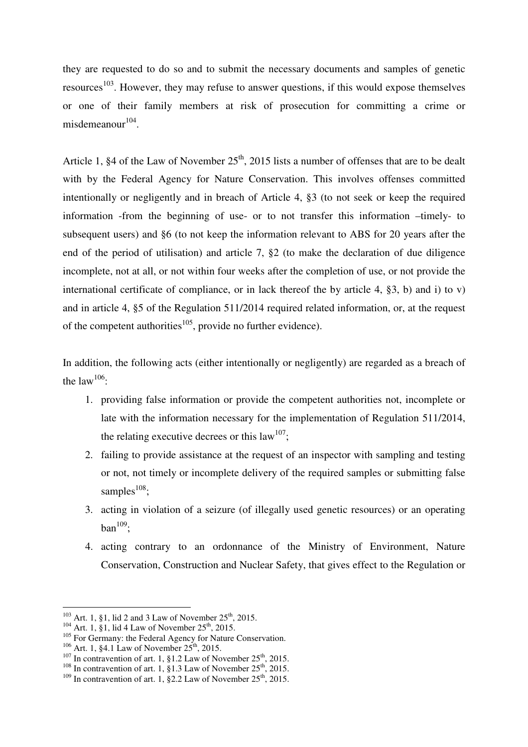they are requested to do so and to submit the necessary documents and samples of genetic resources[103]. However, they may refuse to answer questions, if this would expose themselves or one of their family members at risk of prosecution for committing a crime or misdemeanour[104].

Article 1, §4 of the Law of November 25th, 2015 lists a number of offenses that are to be dealt with by the Federal Agency for Nature Conservation. This involves offenses committed intentionally or negligently and in breach of Article 4, §3 (to not seek or keep the required information -from the beginning of use- or to not transfer this information –timely- to subsequent users) and §6 (to not keep the information relevant to ABS for 20 years after the end of the period of utilisation) and article 7, §2 (to make the declaration of due diligence incomplete, not at all, or not within four weeks after the completion of use, or not provide the international certificate of compliance, or in lack thereof the by article 4, §3, b) and i) to v) and in article 4, §5 of the Regulation 511/2014 required related information, or, at the request of the competent authorities[105], provide no further evidence).

In addition, the following acts (either intentionally or negligently) are regarded as a breach of the law[106]:

1. providing false information or provide the competent authorities not, incomplete or late with the information necessary for the implementation of Regulation 511/2014, the relating executive decrees or this law[107];
2. failing to provide assistance at the request of an inspector with sampling and testing or not, not timely or incomplete delivery of the required samples or submitting false samples[108];
3. acting in violation of a seizure (of illegally used genetic resources) or an operating ban[109];
4. acting contrary to an ordonnance of the Ministry of Environment, Nature Conservation, Construction and Nuclear Safety, that gives effect to the Regulation or

---

[103] Art. 1, §1, lid 2 and 3 Law of November 25th, 2015.
[104] Art. 1, §1, lid 4 Law of November 25th, 2015.
[105] For Germany: the Federal Agency for Nature Conservation.
[106] Art. 1, §4.1 Law of November 25th, 2015.
[107] In contravention of art. 1, §1.2 Law of November 25th, 2015.
[108] In contravention of art. 1, §1.3 Law of November 25th, 2015.
[109] In contravention of art. 1, §2.2 Law of November 25th, 2015.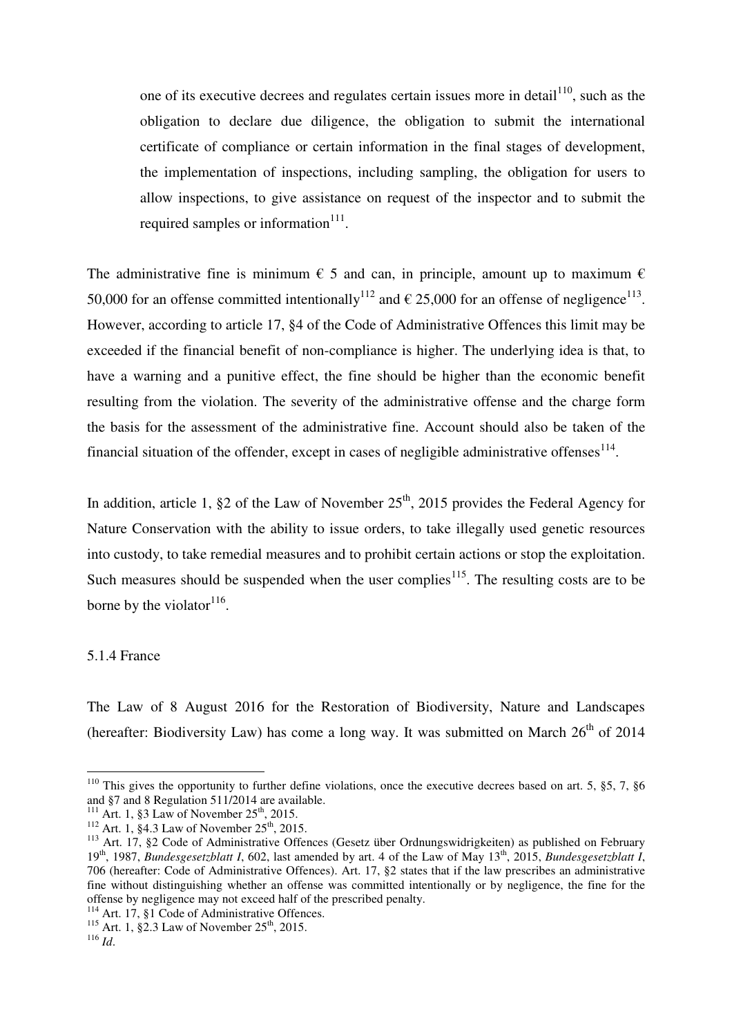one of its executive decrees and regulates certain issues more in detail[110], such as the obligation to declare due diligence, the obligation to submit the international certificate of compliance or certain information in the final stages of development, the implementation of inspections, including sampling, the obligation for users to allow inspections, to give assistance on request of the inspector and to submit the required samples or information[111].

The administrative fine is minimum € 5 and can, in principle, amount up to maximum € 50,000 for an offense committed intentionally[112] and € 25,000 for an offense of negligence[113]. However, according to article 17, §4 of the Code of Administrative Offences this limit may be exceeded if the financial benefit of non-compliance is higher. The underlying idea is that, to have a warning and a punitive effect, the fine should be higher than the economic benefit resulting from the violation. The severity of the administrative offense and the charge form the basis for the assessment of the administrative fine. Account should also be taken of the financial situation of the offender, except in cases of negligible administrative offenses[114].

In addition, article 1, §2 of the Law of November 25th, 2015 provides the Federal Agency for Nature Conservation with the ability to issue orders, to take illegally used genetic resources into custody, to take remedial measures and to prohibit certain actions or stop the exploitation. Such measures should be suspended when the user complies[115]. The resulting costs are to be borne by the violator[116].

### 5.1.4 France

The Law of 8 August 2016 for the Restoration of Biodiversity, Nature and Landscapes (hereafter: Biodiversity Law) has come a long way. It was submitted on March 26th of 2014

---

[110] This gives the opportunity to further define violations, once the executive decrees based on art. 5, §5, 7, §6 and §7 and 8 Regulation 511/2014 are available.

[111] Art. 1, §3 Law of November 25th, 2015.

[112] Art. 1, §4.3 Law of November 25th, 2015.

[113] Art. 17, §2 Code of Administrative Offences (Gesetz über Ordnungswidrigkeiten) as published on February 19th, 1987, *Bundesgesetzblatt I*, 602, last amended by art. 4 of the Law of May 13th, 2015, *Bundesgesetzblatt I*, 706 (hereafter: Code of Administrative Offences). Art. 17, §2 states that if the law prescribes an administrative fine without distinguishing whether an offense was committed intentionally or by negligence, the fine for the offense by negligence may not exceed half of the prescribed penalty.

[114] Art. 17, §1 Code of Administrative Offences.

[115] Art. 1, §2.3 Law of November 25th, 2015.

[116] *Id*.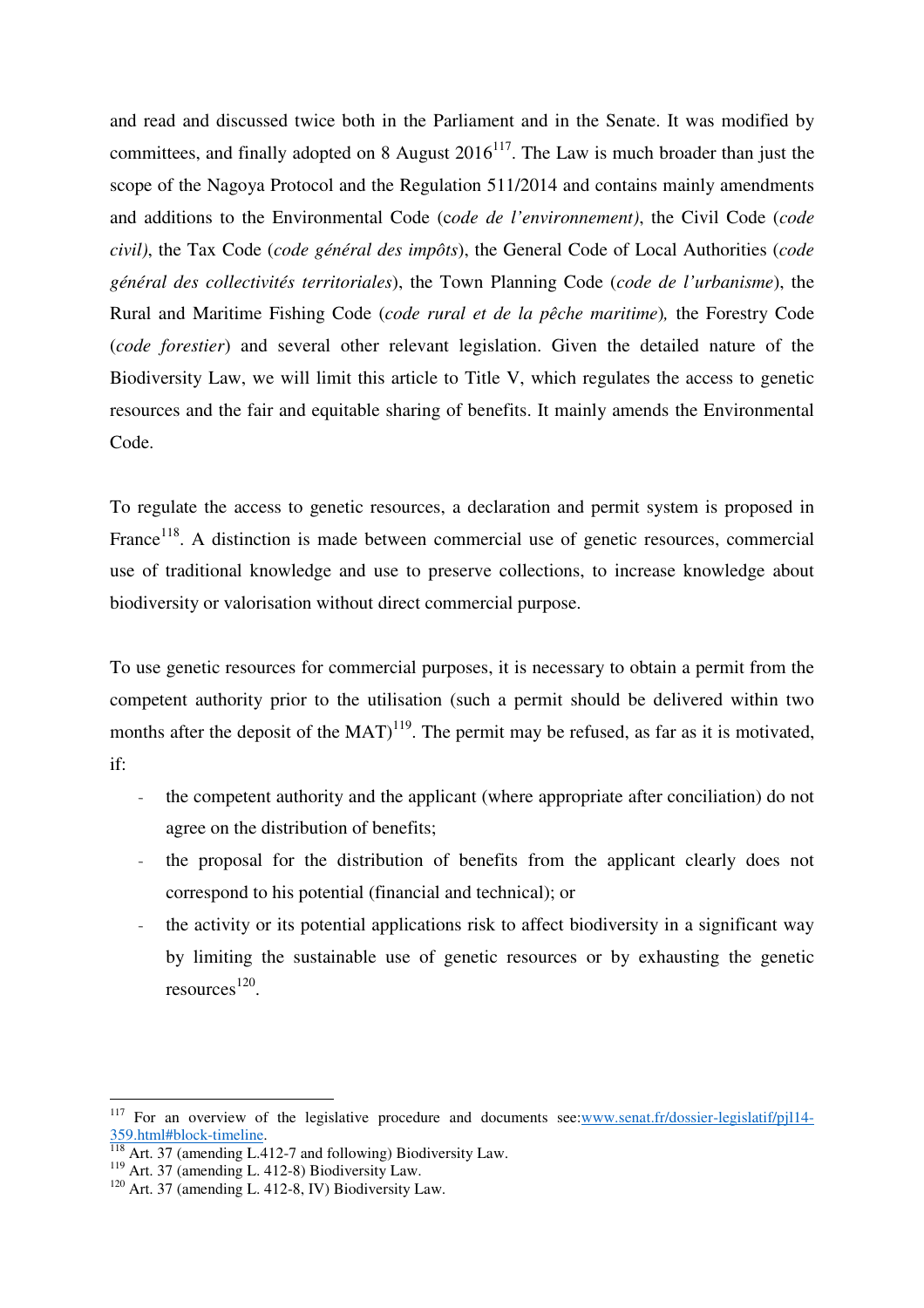and read and discussed twice both in the Parliament and in the Senate. It was modified by committees, and finally adopted on 8 August 2016[117]. The Law is much broader than just the scope of the Nagoya Protocol and the Regulation 511/2014 and contains mainly amendments and additions to the Environmental Code (*code de l'environnement)*, the Civil Code (*code civil)*, the Tax Code (*code général des impôts*), the General Code of Local Authorities (*code général des collectivités territoriales*), the Town Planning Code (*code de l'urbanisme*), the Rural and Maritime Fishing Code (*code rural et de la pêche maritime*)*,* the Forestry Code (*code forestier*) and several other relevant legislation. Given the detailed nature of the Biodiversity Law, we will limit this article to Title V, which regulates the access to genetic resources and the fair and equitable sharing of benefits. It mainly amends the Environmental Code.

To regulate the access to genetic resources, a declaration and permit system is proposed in France[118]. A distinction is made between commercial use of genetic resources, commercial use of traditional knowledge and use to preserve collections, to increase knowledge about biodiversity or valorisation without direct commercial purpose.

To use genetic resources for commercial purposes, it is necessary to obtain a permit from the competent authority prior to the utilisation (such a permit should be delivered within two months after the deposit of the MAT)[119]. The permit may be refused, as far as it is motivated, if:

- the competent authority and the applicant (where appropriate after conciliation) do not agree on the distribution of benefits;
- the proposal for the distribution of benefits from the applicant clearly does not correspond to his potential (financial and technical); or
- the activity or its potential applications risk to affect biodiversity in a significant way by limiting the sustainable use of genetic resources or by exhausting the genetic resources[120].

---

[117] For an overview of the legislative procedure and documents see:[www.senat.fr/dossier-legislatif/pjl14-359.html#block-timeline](www.senat.fr/dossier-legislatif/pjl14-359.html#block-timeline).

[118] Art. 37 (amending L.412-7 and following) Biodiversity Law.

[119] Art. 37 (amending L. 412-8) Biodiversity Law.

[120] Art. 37 (amending L. 412-8, IV) Biodiversity Law.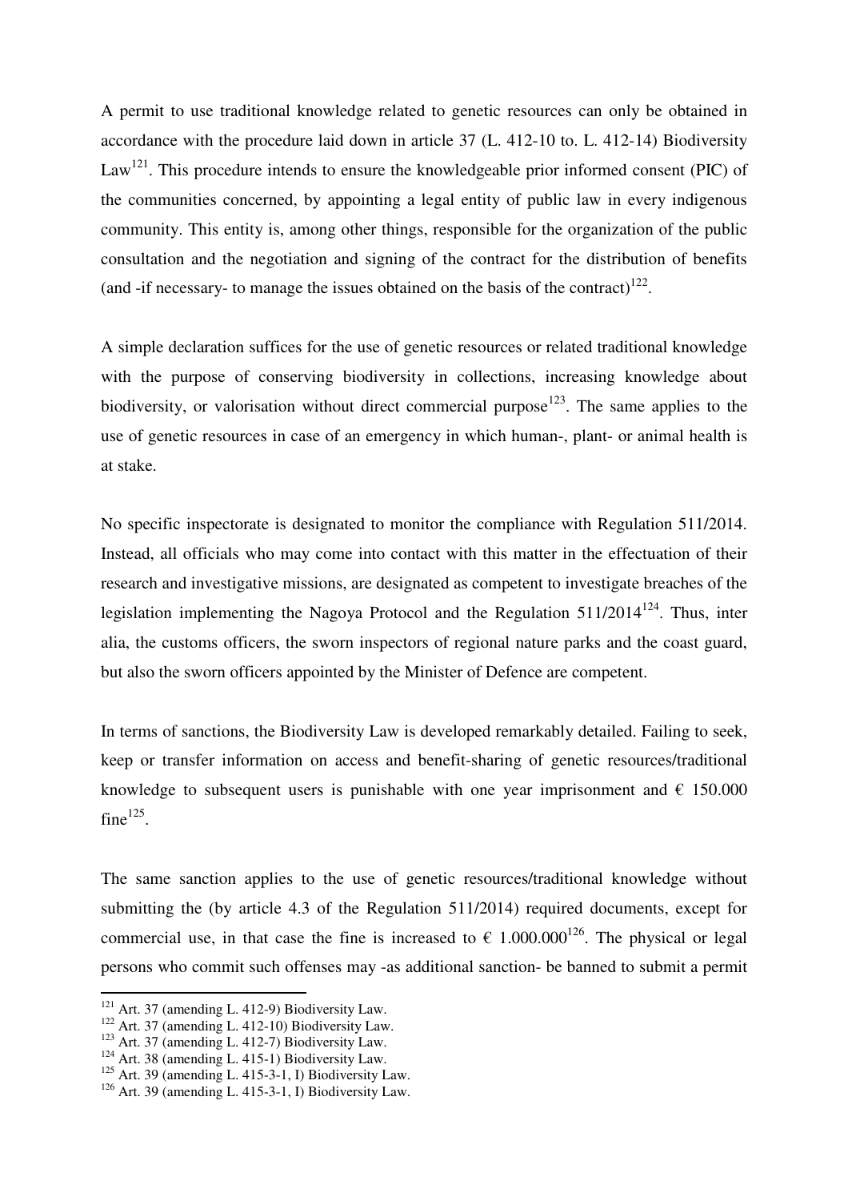A permit to use traditional knowledge related to genetic resources can only be obtained in accordance with the procedure laid down in article 37 (L. 412-10 to. L. 412-14) Biodiversity Law[121]. This procedure intends to ensure the knowledgeable prior informed consent (PIC) of the communities concerned, by appointing a legal entity of public law in every indigenous community. This entity is, among other things, responsible for the organization of the public consultation and the negotiation and signing of the contract for the distribution of benefits (and -if necessary- to manage the issues obtained on the basis of the contract)[122].

A simple declaration suffices for the use of genetic resources or related traditional knowledge with the purpose of conserving biodiversity in collections, increasing knowledge about biodiversity, or valorisation without direct commercial purpose[123]. The same applies to the use of genetic resources in case of an emergency in which human-, plant- or animal health is at stake.

No specific inspectorate is designated to monitor the compliance with Regulation 511/2014. Instead, all officials who may come into contact with this matter in the effectuation of their research and investigative missions, are designated as competent to investigate breaches of the legislation implementing the Nagoya Protocol and the Regulation 511/2014[124]. Thus, inter alia, the customs officers, the sworn inspectors of regional nature parks and the coast guard, but also the sworn officers appointed by the Minister of Defence are competent.

In terms of sanctions, the Biodiversity Law is developed remarkably detailed. Failing to seek, keep or transfer information on access and benefit-sharing of genetic resources/traditional knowledge to subsequent users is punishable with one year imprisonment and € 150.000 fine[125].

The same sanction applies to the use of genetic resources/traditional knowledge without submitting the (by article 4.3 of the Regulation 511/2014) required documents, except for commercial use, in that case the fine is increased to € 1.000.000[126]. The physical or legal persons who commit such offenses may -as additional sanction- be banned to submit a permit

---

[121] Art. 37 (amending L. 412-9) Biodiversity Law.
[122] Art. 37 (amending L. 412-10) Biodiversity Law.
[123] Art. 37 (amending L. 412-7) Biodiversity Law.
[124] Art. 38 (amending L. 415-1) Biodiversity Law.
[125] Art. 39 (amending L. 415-3-1, I) Biodiversity Law.
[126] Art. 39 (amending L. 415-3-1, I) Biodiversity Law.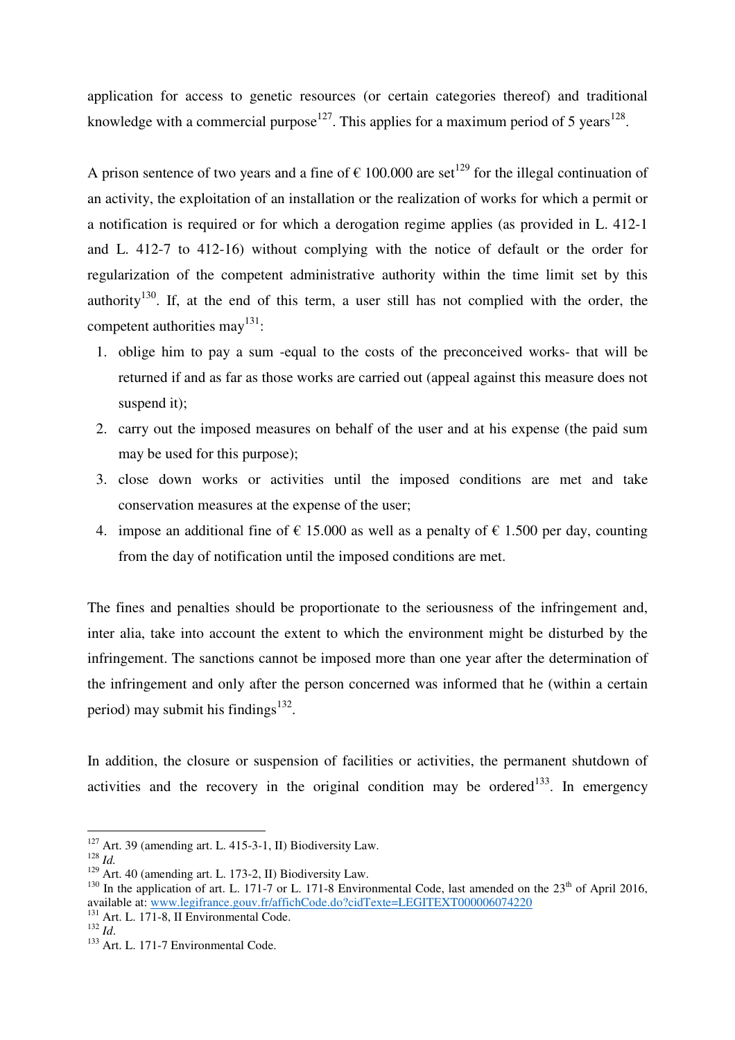application for access to genetic resources (or certain categories thereof) and traditional knowledge with a commercial purpose[127]. This applies for a maximum period of 5 years[128].

A prison sentence of two years and a fine of € 100.000 are set[129] for the illegal continuation of an activity, the exploitation of an installation or the realization of works for which a permit or a notification is required or for which a derogation regime applies (as provided in L. 412-1 and L. 412-7 to 412-16) without complying with the notice of default or the order for regularization of the competent administrative authority within the time limit set by this authority[130]. If, at the end of this term, a user still has not complied with the order, the competent authorities may[131]:

1. oblige him to pay a sum -equal to the costs of the preconceived works- that will be returned if and as far as those works are carried out (appeal against this measure does not suspend it);
2. carry out the imposed measures on behalf of the user and at his expense (the paid sum may be used for this purpose);
3. close down works or activities until the imposed conditions are met and take conservation measures at the expense of the user;
4. impose an additional fine of € 15.000 as well as a penalty of € 1.500 per day, counting from the day of notification until the imposed conditions are met.

The fines and penalties should be proportionate to the seriousness of the infringement and, inter alia, take into account the extent to which the environment might be disturbed by the infringement. The sanctions cannot be imposed more than one year after the determination of the infringement and only after the person concerned was informed that he (within a certain period) may submit his findings[132].

In addition, the closure or suspension of facilities or activities, the permanent shutdown of activities and the recovery in the original condition may be ordered[133]. In emergency

---

[127] Art. 39 (amending art. L. 415-3-1, II) Biodiversity Law.
[128] *Id.*
[129] Art. 40 (amending art. L. 173-2, II) Biodiversity Law.
[130] In the application of art. L. 171-7 or L. 171-8 Environmental Code, last amended on the 23th of April 2016, available at: www.legifrance.gouv.fr/affichCode.do?cidTexte=LEGITEXT000006074220
[131] Art. L. 171-8, II Environmental Code.
[132] *Id.*
[133] Art. L. 171-7 Environmental Code.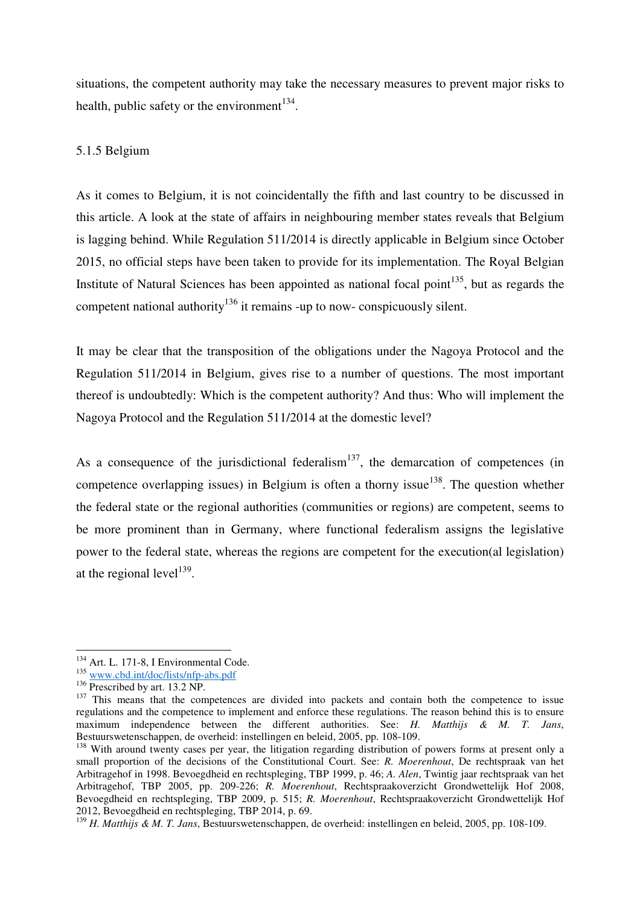situations, the competent authority may take the necessary measures to prevent major risks to health, public safety or the environment[134].

### 5.1.5 Belgium

As it comes to Belgium, it is not coincidentally the fifth and last country to be discussed in this article. A look at the state of affairs in neighbouring member states reveals that Belgium is lagging behind. While Regulation 511/2014 is directly applicable in Belgium since October 2015, no official steps have been taken to provide for its implementation. The Royal Belgian Institute of Natural Sciences has been appointed as national focal point[135], but as regards the competent national authority[136] it remains -up to now- conspicuously silent.

It may be clear that the transposition of the obligations under the Nagoya Protocol and the Regulation 511/2014 in Belgium, gives rise to a number of questions. The most important thereof is undoubtedly: Which is the competent authority? And thus: Who will implement the Nagoya Protocol and the Regulation 511/2014 at the domestic level?

As a consequence of the jurisdictional federalism[137], the demarcation of competences (in competence overlapping issues) in Belgium is often a thorny issue[138]. The question whether the federal state or the regional authorities (communities or regions) are competent, seems to be more prominent than in Germany, where functional federalism assigns the legislative power to the federal state, whereas the regions are competent for the execution(al legislation) at the regional level[139].

---

[134] Art. L. 171-8, I Environmental Code.

[135] www.cbd.int/doc/lists/nfp-abs.pdf

[136] Prescribed by art. 13.2 NP.

[137] This means that the competences are divided into packets and contain both the competence to issue regulations and the competence to implement and enforce these regulations. The reason behind this is to ensure maximum independence between the different authorities. See: *H. Matthijs & M. T. Jans*, Bestuurswetenschappen, de overheid: instellingen en beleid, 2005, pp. 108-109.

[138] With around twenty cases per year, the litigation regarding distribution of powers forms at present only a small proportion of the decisions of the Constitutional Court. See: *R. Moerenhout*, De rechtspraak van het Arbitragehof in 1998. Bevoegdheid en rechtspleging, TBP 1999, p. 46; *A. Alen*, Twintig jaar rechtspraak van het Arbitragehof, TBP 2005, pp. 209-226; *R. Moerenhout*, Rechtspraakoverzicht Grondwettelijk Hof 2008, Bevoegdheid en rechtspleging, TBP 2009, p. 515; *R. Moerenhout*, Rechtspraakoverzicht Grondwettelijk Hof 2012, Bevoegdheid en rechtspleging, TBP 2014, p. 69.

[139] *H. Matthijs & M. T. Jans*, Bestuurswetenschappen, de overheid: instellingen en beleid, 2005, pp. 108-109.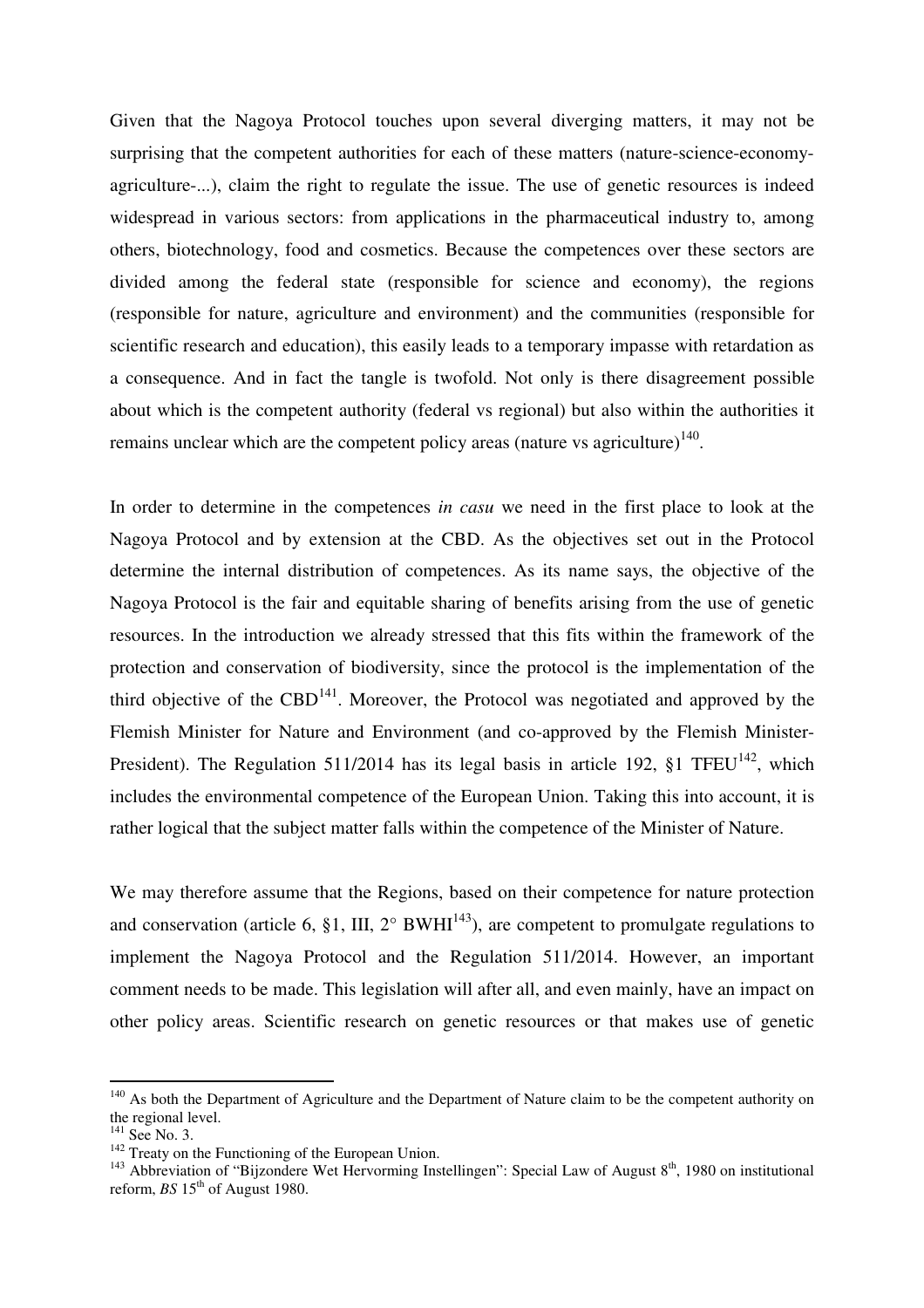Given that the Nagoya Protocol touches upon several diverging matters, it may not be surprising that the competent authorities for each of these matters (nature-science-economy-agriculture-...), claim the right to regulate the issue. The use of genetic resources is indeed widespread in various sectors: from applications in the pharmaceutical industry to, among others, biotechnology, food and cosmetics. Because the competences over these sectors are divided among the federal state (responsible for science and economy), the regions (responsible for nature, agriculture and environment) and the communities (responsible for scientific research and education), this easily leads to a temporary impasse with retardation as a consequence. And in fact the tangle is twofold. Not only is there disagreement possible about which is the competent authority (federal vs regional) but also within the authorities it remains unclear which are the competent policy areas (nature vs agriculture)[140].

In order to determine in the competences *in casu* we need in the first place to look at the Nagoya Protocol and by extension at the CBD. As the objectives set out in the Protocol determine the internal distribution of competences. As its name says, the objective of the Nagoya Protocol is the fair and equitable sharing of benefits arising from the use of genetic resources. In the introduction we already stressed that this fits within the framework of the protection and conservation of biodiversity, since the protocol is the implementation of the third objective of the CBD[141]. Moreover, the Protocol was negotiated and approved by the Flemish Minister for Nature and Environment (and co-approved by the Flemish Minister-President). The Regulation 511/2014 has its legal basis in article 192, §1 TFEU[142], which includes the environmental competence of the European Union. Taking this into account, it is rather logical that the subject matter falls within the competence of the Minister of Nature.

We may therefore assume that the Regions, based on their competence for nature protection and conservation (article 6, §1, III, 2° BWHI[143]), are competent to promulgate regulations to implement the Nagoya Protocol and the Regulation 511/2014. However, an important comment needs to be made. This legislation will after all, and even mainly, have an impact on other policy areas. Scientific research on genetic resources or that makes use of genetic

---

[140] As both the Department of Agriculture and the Department of Nature claim to be the competent authority on the regional level.

[141] See No. 3.

[142] Treaty on the Functioning of the European Union.

[143] Abbreviation of "Bijzondere Wet Hervorming Instellingen": Special Law of August 8th, 1980 on institutional reform, *BS* 15th of August 1980.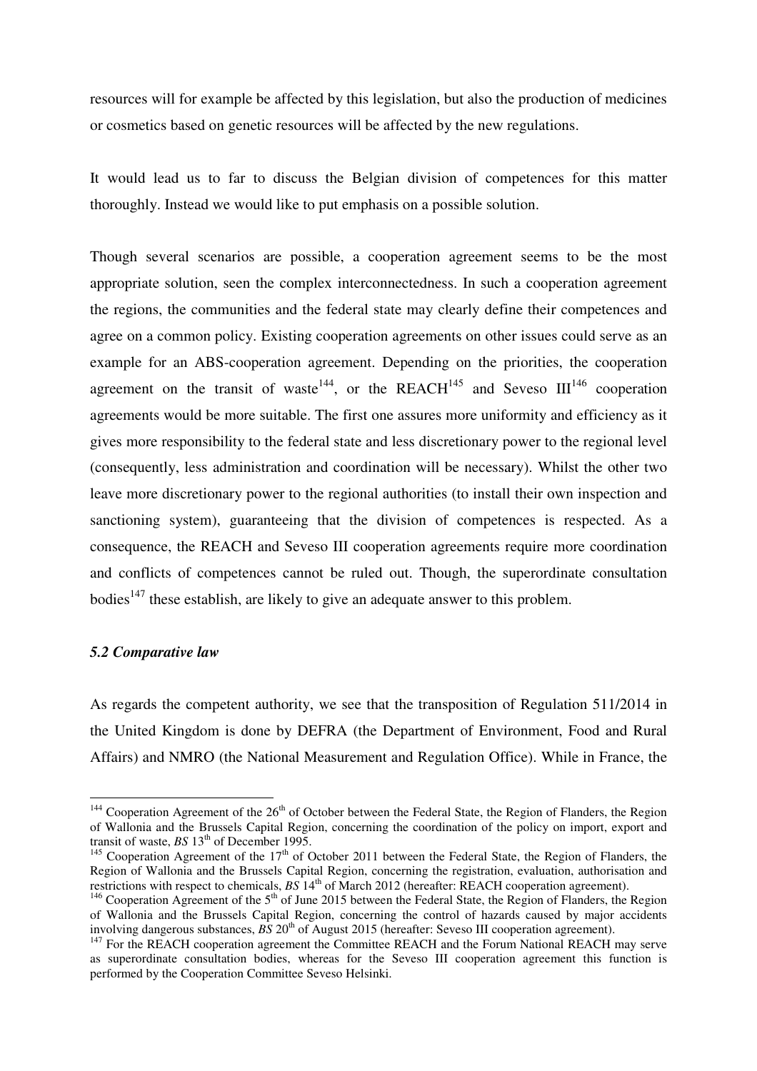resources will for example be affected by this legislation, but also the production of medicines or cosmetics based on genetic resources will be affected by the new regulations.

It would lead us to far to discuss the Belgian division of competences for this matter thoroughly. Instead we would like to put emphasis on a possible solution.

Though several scenarios are possible, a cooperation agreement seems to be the most appropriate solution, seen the complex interconnectedness. In such a cooperation agreement the regions, the communities and the federal state may clearly define their competences and agree on a common policy. Existing cooperation agreements on other issues could serve as an example for an ABS-cooperation agreement. Depending on the priorities, the cooperation agreement on the transit of waste[144], or the REACH[145] and Seveso III[146] cooperation agreements would be more suitable. The first one assures more uniformity and efficiency as it gives more responsibility to the federal state and less discretionary power to the regional level (consequently, less administration and coordination will be necessary). Whilst the other two leave more discretionary power to the regional authorities (to install their own inspection and sanctioning system), guaranteeing that the division of competences is respected. As a consequence, the REACH and Seveso III cooperation agreements require more coordination and conflicts of competences cannot be ruled out. Though, the superordinate consultation bodies[147] these establish, are likely to give an adequate answer to this problem.

### *5.2 Comparative law*

As regards the competent authority, we see that the transposition of Regulation 511/2014 in the United Kingdom is done by DEFRA (the Department of Environment, Food and Rural Affairs) and NMRO (the National Measurement and Regulation Office). While in France, the

---

[144] Cooperation Agreement of the 26th of October between the Federal State, the Region of Flanders, the Region of Wallonia and the Brussels Capital Region, concerning the coordination of the policy on import, export and transit of waste, *BS* 13th of December 1995.

[145] Cooperation Agreement of the 17th of October 2011 between the Federal State, the Region of Flanders, the Region of Wallonia and the Brussels Capital Region, concerning the registration, evaluation, authorisation and restrictions with respect to chemicals, *BS* 14th of March 2012 (hereafter: REACH cooperation agreement).

[146] Cooperation Agreement of the 5th of June 2015 between the Federal State, the Region of Flanders, the Region of Wallonia and the Brussels Capital Region, concerning the control of hazards caused by major accidents involving dangerous substances, *BS* 20th of August 2015 (hereafter: Seveso III cooperation agreement).

[147] For the REACH cooperation agreement the Committee REACH and the Forum National REACH may serve as superordinate consultation bodies, whereas for the Seveso III cooperation agreement this function is performed by the Cooperation Committee Seveso Helsinki.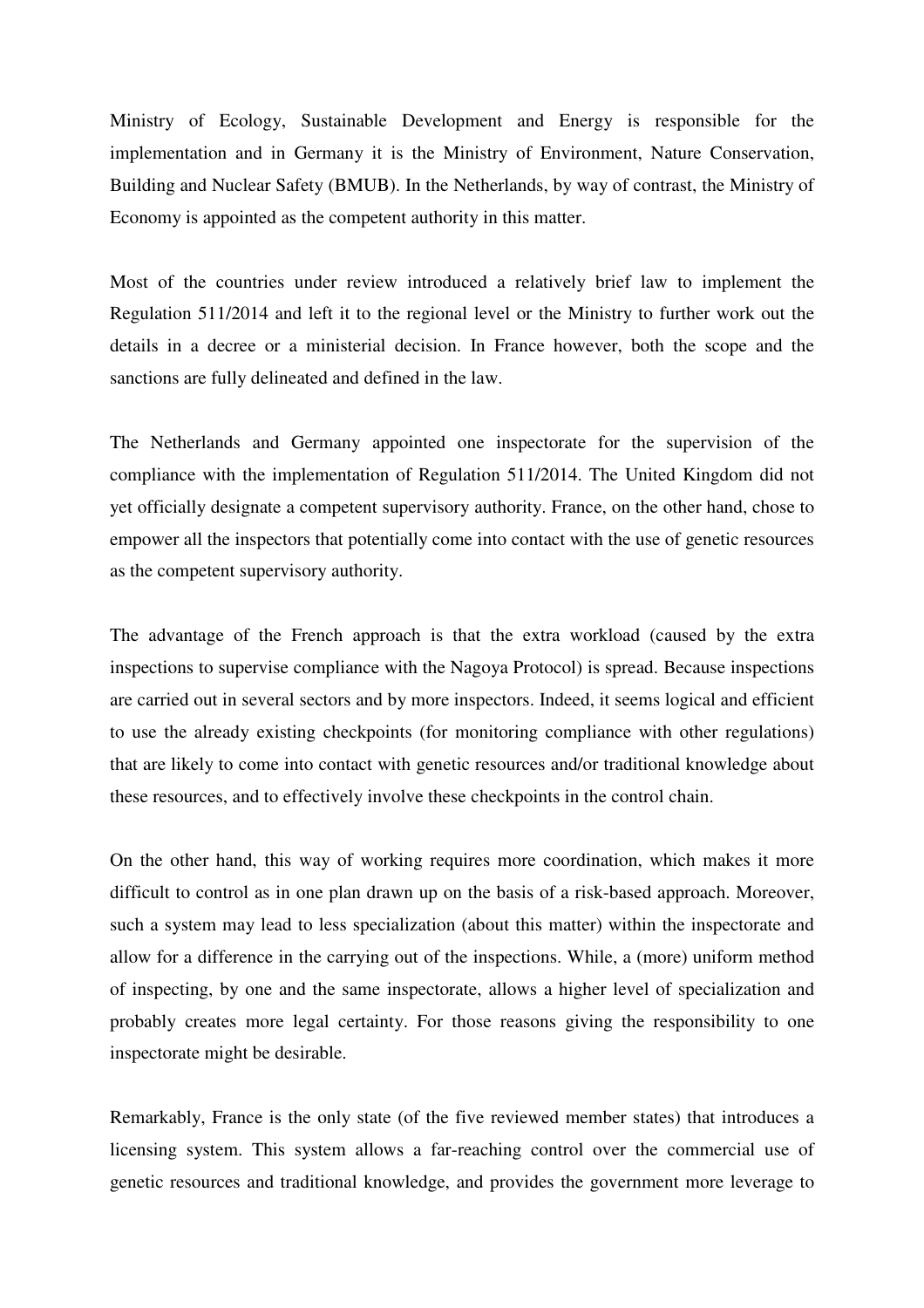Ministry of Ecology, Sustainable Development and Energy is responsible for the implementation and in Germany it is the Ministry of Environment, Nature Conservation, Building and Nuclear Safety (BMUB). In the Netherlands, by way of contrast, the Ministry of Economy is appointed as the competent authority in this matter.

Most of the countries under review introduced a relatively brief law to implement the Regulation 511/2014 and left it to the regional level or the Ministry to further work out the details in a decree or a ministerial decision. In France however, both the scope and the sanctions are fully delineated and defined in the law.

The Netherlands and Germany appointed one inspectorate for the supervision of the compliance with the implementation of Regulation 511/2014. The United Kingdom did not yet officially designate a competent supervisory authority. France, on the other hand, chose to empower all the inspectors that potentially come into contact with the use of genetic resources as the competent supervisory authority.

The advantage of the French approach is that the extra workload (caused by the extra inspections to supervise compliance with the Nagoya Protocol) is spread. Because inspections are carried out in several sectors and by more inspectors. Indeed, it seems logical and efficient to use the already existing checkpoints (for monitoring compliance with other regulations) that are likely to come into contact with genetic resources and/or traditional knowledge about these resources, and to effectively involve these checkpoints in the control chain.

On the other hand, this way of working requires more coordination, which makes it more difficult to control as in one plan drawn up on the basis of a risk-based approach. Moreover, such a system may lead to less specialization (about this matter) within the inspectorate and allow for a difference in the carrying out of the inspections. While, a (more) uniform method of inspecting, by one and the same inspectorate, allows a higher level of specialization and probably creates more legal certainty. For those reasons giving the responsibility to one inspectorate might be desirable.

Remarkably, France is the only state (of the five reviewed member states) that introduces a licensing system. This system allows a far-reaching control over the commercial use of genetic resources and traditional knowledge, and provides the government more leverage to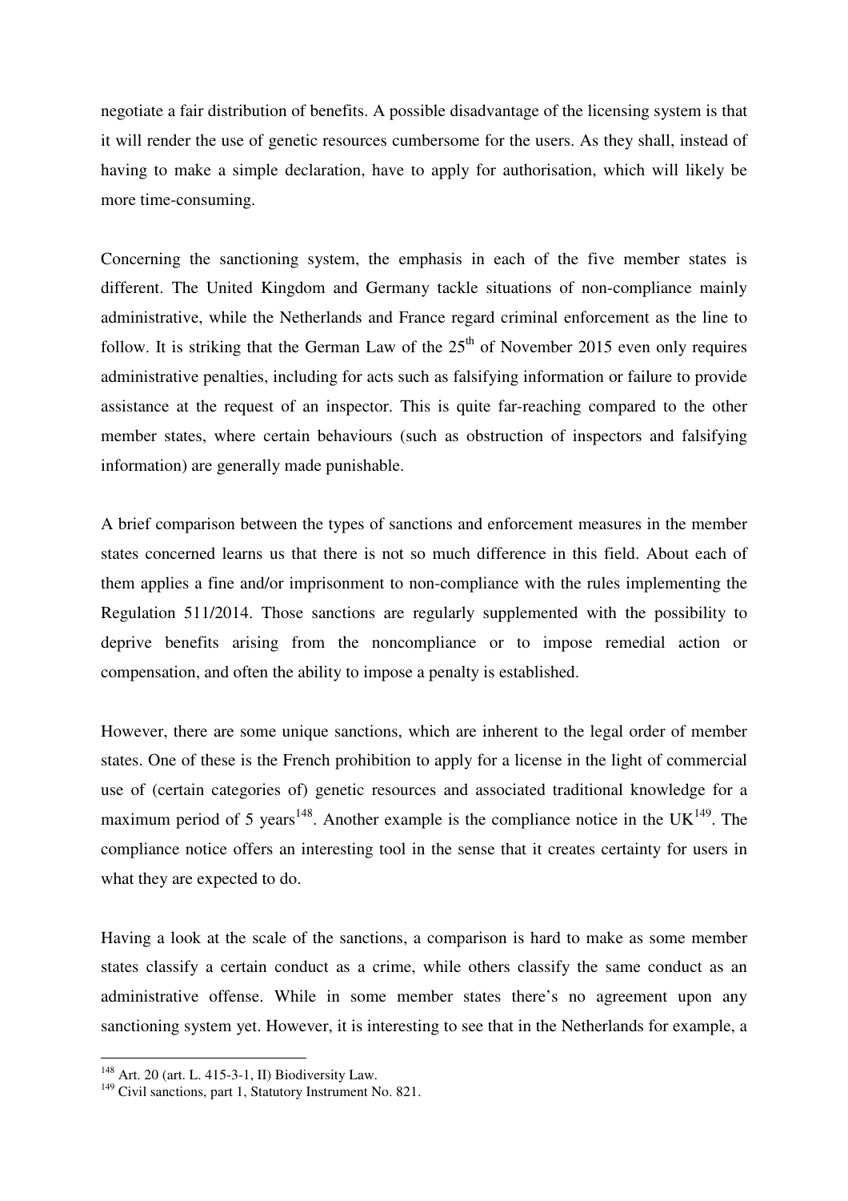negotiate a fair distribution of benefits. A possible disadvantage of the licensing system is that it will render the use of genetic resources cumbersome for the users. As they shall, instead of having to make a simple declaration, have to apply for authorisation, which will likely be more time-consuming.

Concerning the sanctioning system, the emphasis in each of the five member states is different. The United Kingdom and Germany tackle situations of non-compliance mainly administrative, while the Netherlands and France regard criminal enforcement as the line to follow. It is striking that the German Law of the 25th of November 2015 even only requires administrative penalties, including for acts such as falsifying information or failure to provide assistance at the request of an inspector. This is quite far-reaching compared to the other member states, where certain behaviours (such as obstruction of inspectors and falsifying information) are generally made punishable.

A brief comparison between the types of sanctions and enforcement measures in the member states concerned learns us that there is not so much difference in this field. About each of them applies a fine and/or imprisonment to non-compliance with the rules implementing the Regulation 511/2014. Those sanctions are regularly supplemented with the possibility to deprive benefits arising from the noncompliance or to impose remedial action or compensation, and often the ability to impose a penalty is established.

However, there are some unique sanctions, which are inherent to the legal order of member states. One of these is the French prohibition to apply for a license in the light of commercial use of (certain categories of) genetic resources and associated traditional knowledge for a maximum period of 5 years[148]. Another example is the compliance notice in the UK[149]. The compliance notice offers an interesting tool in the sense that it creates certainty for users in what they are expected to do.

Having a look at the scale of the sanctions, a comparison is hard to make as some member states classify a certain conduct as a crime, while others classify the same conduct as an administrative offense. While in some member states there's no agreement upon any sanctioning system yet. However, it is interesting to see that in the Netherlands for example, a

[148] Art. 20 (art. L. 415-3-1, II) Biodiversity Law.

[149] Civil sanctions, part 1, Statutory Instrument No. 821.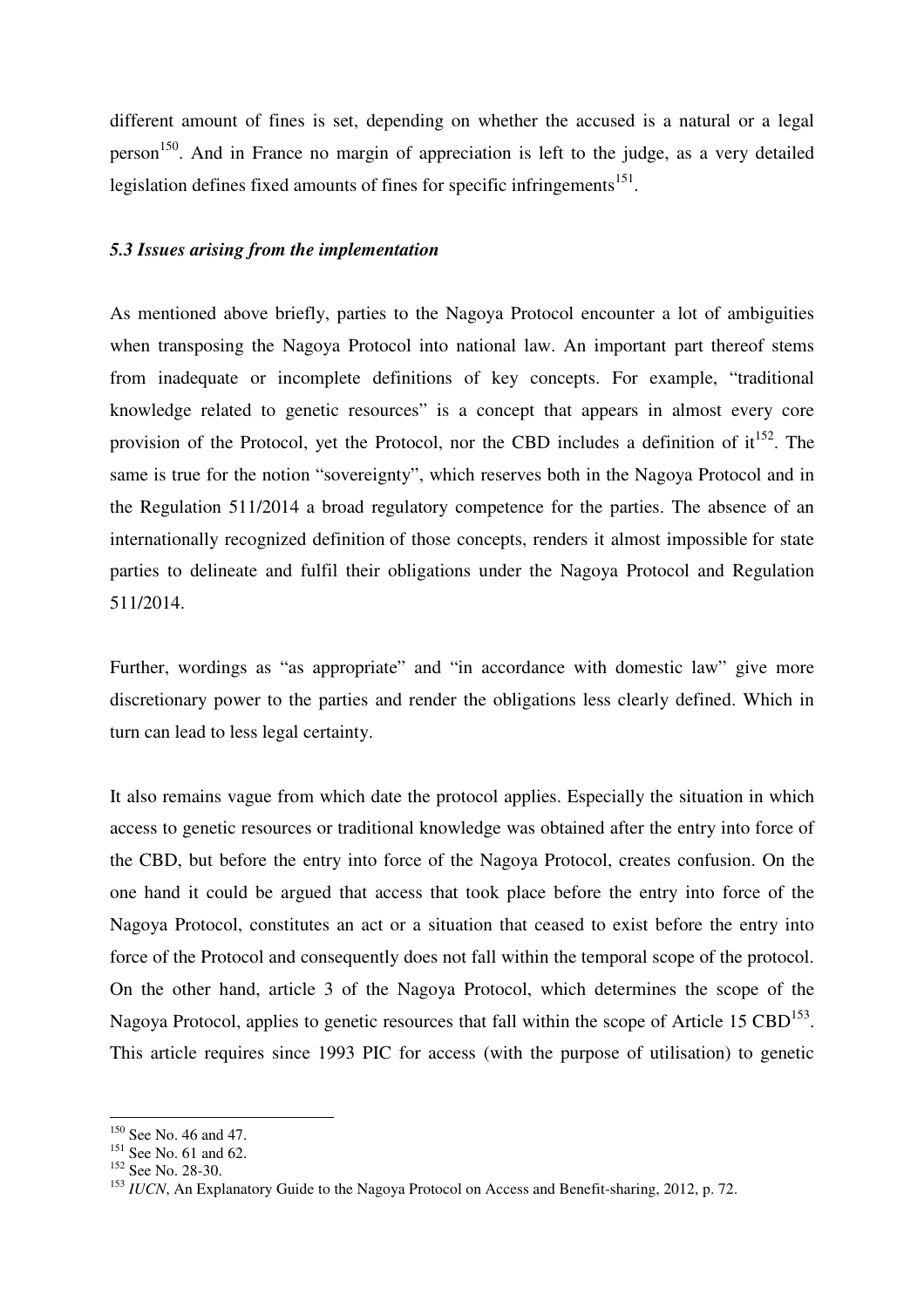different amount of fines is set, depending on whether the accused is a natural or a legal person[150]. And in France no margin of appreciation is left to the judge, as a very detailed legislation defines fixed amounts of fines for specific infringements[151].

### *5.3 Issues arising from the implementation*

As mentioned above briefly, parties to the Nagoya Protocol encounter a lot of ambiguities when transposing the Nagoya Protocol into national law. An important part thereof stems from inadequate or incomplete definitions of key concepts. For example, "traditional knowledge related to genetic resources" is a concept that appears in almost every core provision of the Protocol, yet the Protocol, nor the CBD includes a definition of it[152]. The same is true for the notion "sovereignty", which reserves both in the Nagoya Protocol and in the Regulation 511/2014 a broad regulatory competence for the parties. The absence of an internationally recognized definition of those concepts, renders it almost impossible for state parties to delineate and fulfil their obligations under the Nagoya Protocol and Regulation 511/2014.

Further, wordings as "as appropriate" and "in accordance with domestic law" give more discretionary power to the parties and render the obligations less clearly defined. Which in turn can lead to less legal certainty.

It also remains vague from which date the protocol applies. Especially the situation in which access to genetic resources or traditional knowledge was obtained after the entry into force of the CBD, but before the entry into force of the Nagoya Protocol, creates confusion. On the one hand it could be argued that access that took place before the entry into force of the Nagoya Protocol, constitutes an act or a situation that ceased to exist before the entry into force of the Protocol and consequently does not fall within the temporal scope of the protocol. On the other hand, article 3 of the Nagoya Protocol, which determines the scope of the Nagoya Protocol, applies to genetic resources that fall within the scope of Article 15 CBD[153]. This article requires since 1993 PIC for access (with the purpose of utilisation) to genetic

---

[150] See No. 46 and 47.

[151] See No. 61 and 62.

[152] See No. 28-30.

[153] *IUCN*, An Explanatory Guide to the Nagoya Protocol on Access and Benefit-sharing, 2012, p. 72.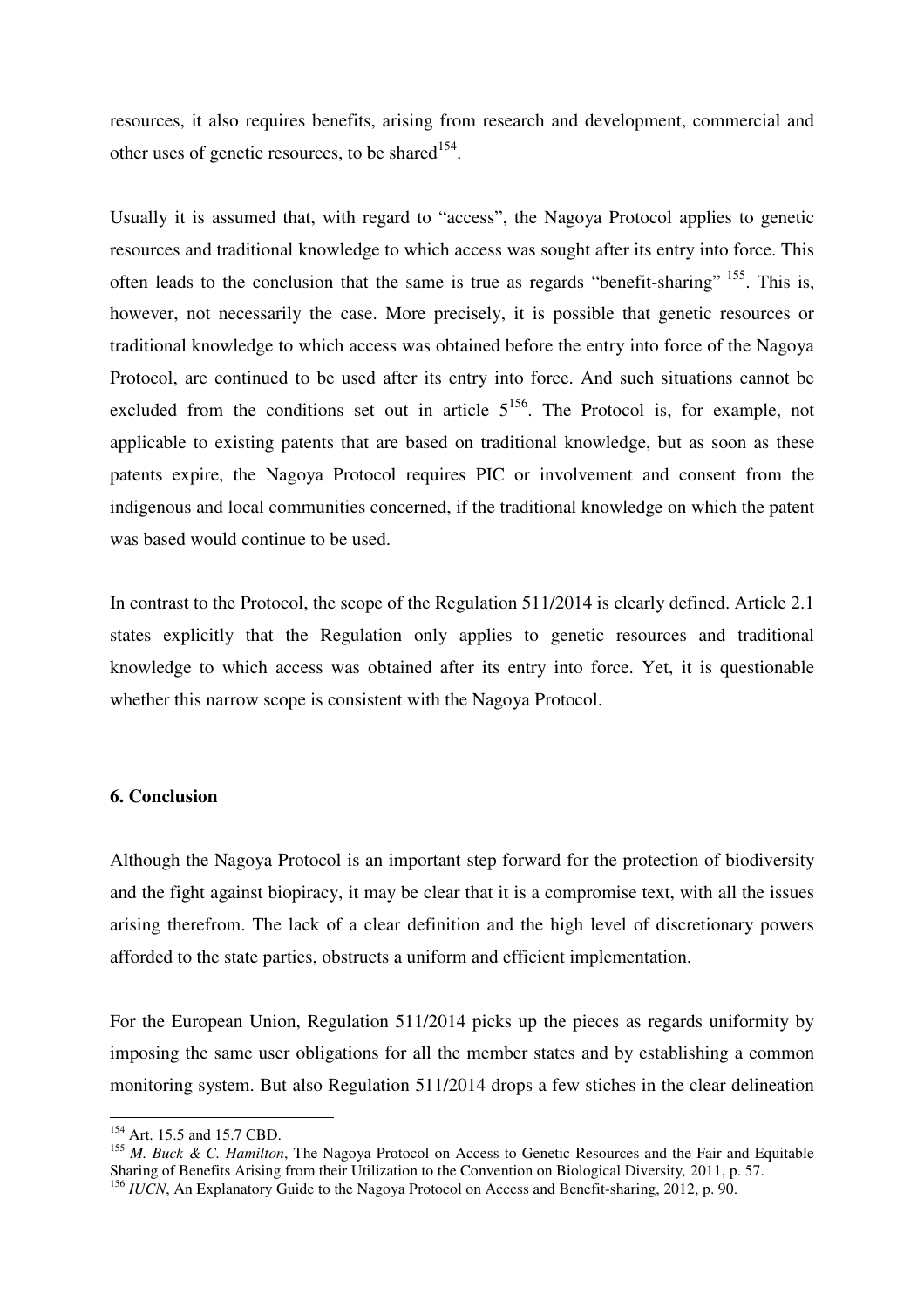resources, it also requires benefits, arising from research and development, commercial and other uses of genetic resources, to be shared[154].

Usually it is assumed that, with regard to "access", the Nagoya Protocol applies to genetic resources and traditional knowledge to which access was sought after its entry into force. This often leads to the conclusion that the same is true as regards "benefit-sharing" [155]. This is, however, not necessarily the case. More precisely, it is possible that genetic resources or traditional knowledge to which access was obtained before the entry into force of the Nagoya Protocol, are continued to be used after its entry into force. And such situations cannot be excluded from the conditions set out in article 5[156]. The Protocol is, for example, not applicable to existing patents that are based on traditional knowledge, but as soon as these patents expire, the Nagoya Protocol requires PIC or involvement and consent from the indigenous and local communities concerned, if the traditional knowledge on which the patent was based would continue to be used.

In contrast to the Protocol, the scope of the Regulation 511/2014 is clearly defined. Article 2.1 states explicitly that the Regulation only applies to genetic resources and traditional knowledge to which access was obtained after its entry into force. Yet, it is questionable whether this narrow scope is consistent with the Nagoya Protocol.

## 6. Conclusion

Although the Nagoya Protocol is an important step forward for the protection of biodiversity and the fight against biopiracy, it may be clear that it is a compromise text, with all the issues arising therefrom. The lack of a clear definition and the high level of discretionary powers afforded to the state parties, obstructs a uniform and efficient implementation.

For the European Union, Regulation 511/2014 picks up the pieces as regards uniformity by imposing the same user obligations for all the member states and by establishing a common monitoring system. But also Regulation 511/2014 drops a few stiches in the clear delineation

---

[154] Art. 15.5 and 15.7 CBD.

[155] *M. Buck & C. Hamilton*, The Nagoya Protocol on Access to Genetic Resources and the Fair and Equitable Sharing of Benefits Arising from their Utilization to the Convention on Biological Diversity*,* 2011, p. 57.

[156] *IUCN*, An Explanatory Guide to the Nagoya Protocol on Access and Benefit-sharing, 2012, p. 90.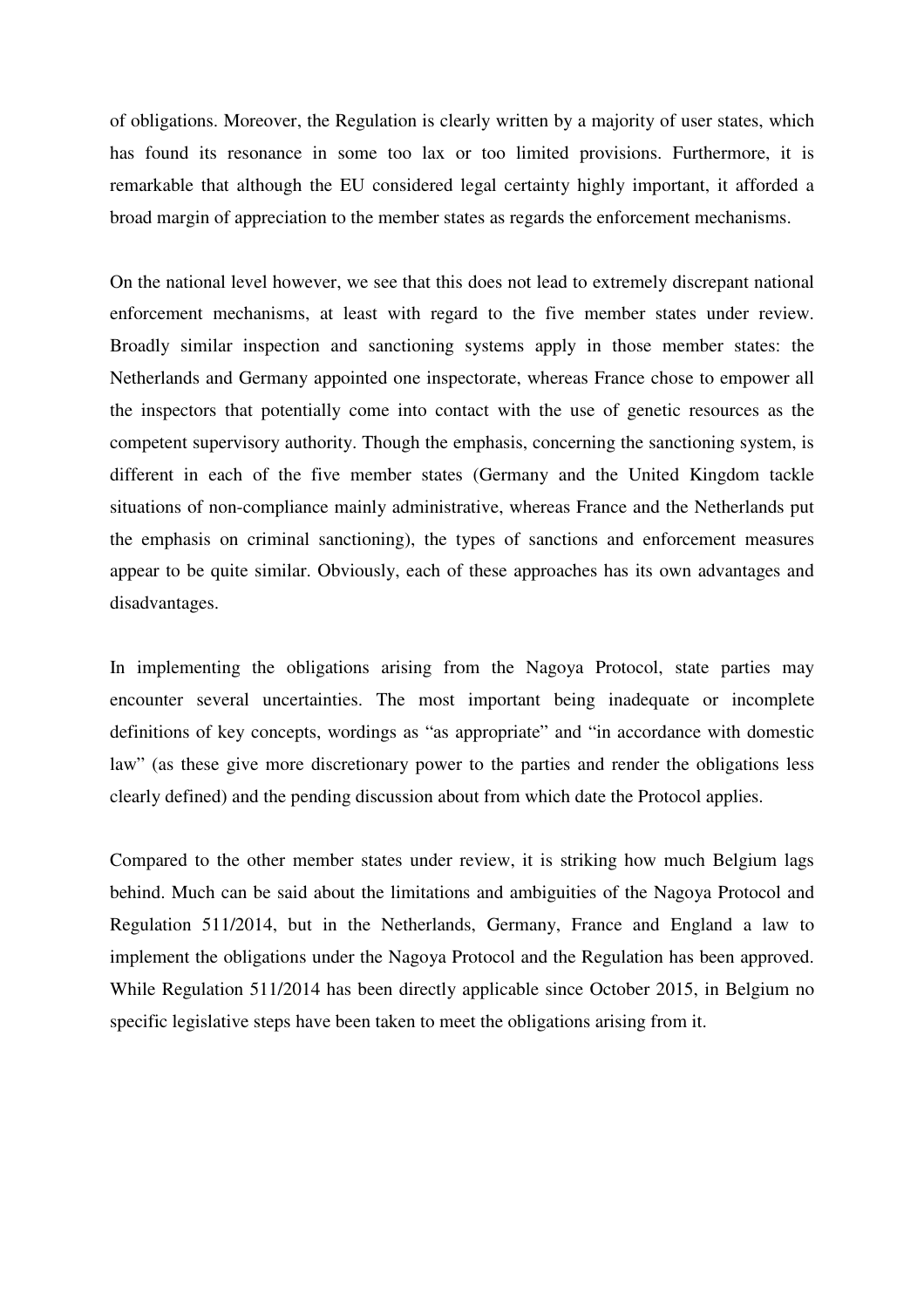of obligations. Moreover, the Regulation is clearly written by a majority of user states, which has found its resonance in some too lax or too limited provisions. Furthermore, it is remarkable that although the EU considered legal certainty highly important, it afforded a broad margin of appreciation to the member states as regards the enforcement mechanisms.

On the national level however, we see that this does not lead to extremely discrepant national enforcement mechanisms, at least with regard to the five member states under review. Broadly similar inspection and sanctioning systems apply in those member states: the Netherlands and Germany appointed one inspectorate, whereas France chose to empower all the inspectors that potentially come into contact with the use of genetic resources as the competent supervisory authority. Though the emphasis, concerning the sanctioning system, is different in each of the five member states (Germany and the United Kingdom tackle situations of non-compliance mainly administrative, whereas France and the Netherlands put the emphasis on criminal sanctioning), the types of sanctions and enforcement measures appear to be quite similar. Obviously, each of these approaches has its own advantages and disadvantages.

In implementing the obligations arising from the Nagoya Protocol, state parties may encounter several uncertainties. The most important being inadequate or incomplete definitions of key concepts, wordings as "as appropriate" and "in accordance with domestic law" (as these give more discretionary power to the parties and render the obligations less clearly defined) and the pending discussion about from which date the Protocol applies.

Compared to the other member states under review, it is striking how much Belgium lags behind. Much can be said about the limitations and ambiguities of the Nagoya Protocol and Regulation 511/2014, but in the Netherlands, Germany, France and England a law to implement the obligations under the Nagoya Protocol and the Regulation has been approved. While Regulation 511/2014 has been directly applicable since October 2015, in Belgium no specific legislative steps have been taken to meet the obligations arising from it.